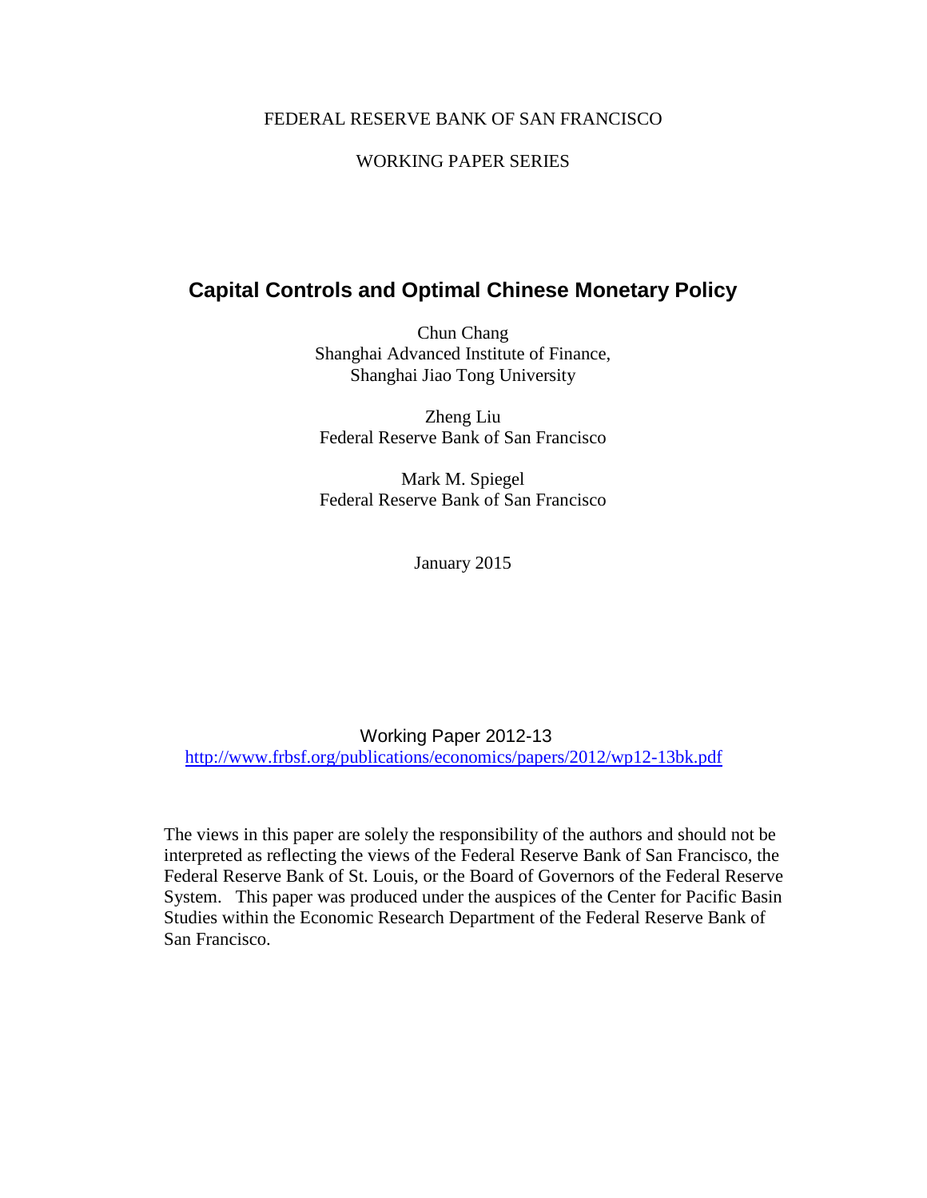FEDERAL RESERVE BANK OF SAN FRANCISCO

WORKING PAPER SERIES

# Capital Controls and Optimal Chinese Monetary Policy

Chun Chang
Shanghai Advanced Institute of Finance,
Shanghai Jiao Tong University

Zheng Liu
Federal Reserve Bank of San Francisco

Mark M. Spiegel
Federal Reserve Bank of San Francisco

January 2015

Working Paper 2012-13
http://www.frbsf.org/publications/economics/papers/2012/wp12-13bk.pdf

The views in this paper are solely the responsibility of the authors and should not be interpreted as reflecting the views of the Federal Reserve Bank of San Francisco, the Federal Reserve Bank of St. Louis, or the Board of Governors of the Federal Reserve System. This paper was produced under the auspices of the Center for Pacific Basin Studies within the Economic Research Department of the Federal Reserve Bank of San Francisco.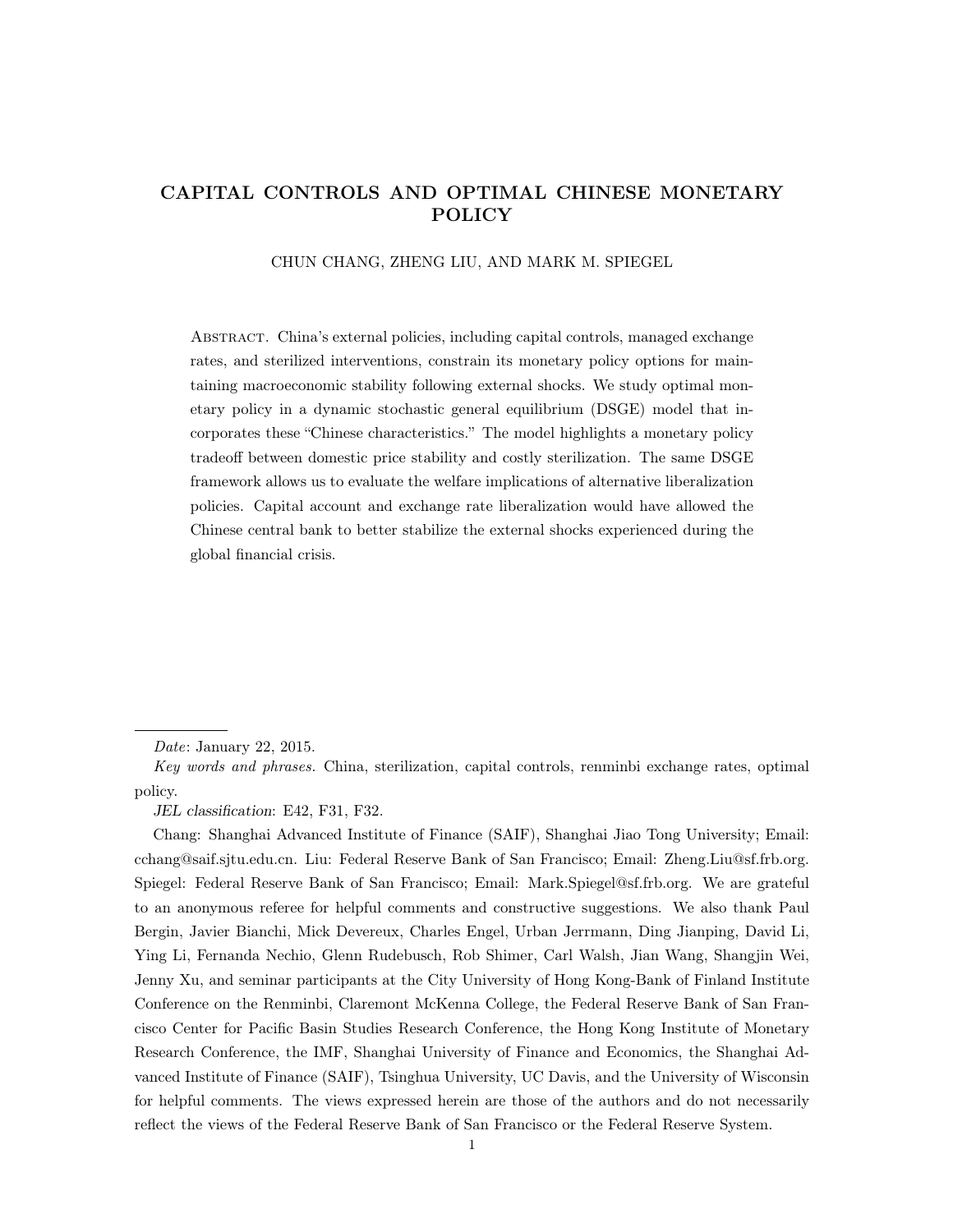# CAPITAL CONTROLS AND OPTIMAL CHINESE MONETARY POLICY

CHUN CHANG, ZHENG LIU, AND MARK M. SPIEGEL

Abstract. China's external policies, including capital controls, managed exchange rates, and sterilized interventions, constrain its monetary policy options for maintaining macroeconomic stability following external shocks. We study optimal monetary policy in a dynamic stochastic general equilibrium (DSGE) model that incorporates these "Chinese characteristics." The model highlights a monetary policy tradeoff between domestic price stability and costly sterilization. The same DSGE framework allows us to evaluate the welfare implications of alternative liberalization policies. Capital account and exchange rate liberalization would have allowed the Chinese central bank to better stabilize the external shocks experienced during the global financial crisis.

---

*Date*: January 22, 2015.

*Key words and phrases.* China, sterilization, capital controls, renminbi exchange rates, optimal policy.

*JEL classification*: E42, F31, F32.

Chang: Shanghai Advanced Institute of Finance (SAIF), Shanghai Jiao Tong University; Email: cchang@saif.sjtu.edu.cn. Liu: Federal Reserve Bank of San Francisco; Email: Zheng.Liu@sf.frb.org. Spiegel: Federal Reserve Bank of San Francisco; Email: Mark.Spiegel@sf.frb.org. We are grateful to an anonymous referee for helpful comments and constructive suggestions. We also thank Paul Bergin, Javier Bianchi, Mick Devereux, Charles Engel, Urban Jerrmann, Ding Jianping, David Li, Ying Li, Fernanda Nechio, Glenn Rudebusch, Rob Shimer, Carl Walsh, Jian Wang, Shangjin Wei, Jenny Xu, and seminar participants at the City University of Hong Kong-Bank of Finland Institute Conference on the Renminbi, Claremont McKenna College, the Federal Reserve Bank of San Francisco Center for Pacific Basin Studies Research Conference, the Hong Kong Institute of Monetary Research Conference, the IMF, Shanghai University of Finance and Economics, the Shanghai Advanced Institute of Finance (SAIF), Tsinghua University, UC Davis, and the University of Wisconsin for helpful comments. The views expressed herein are those of the authors and do not necessarily reflect the views of the Federal Reserve Bank of San Francisco or the Federal Reserve System.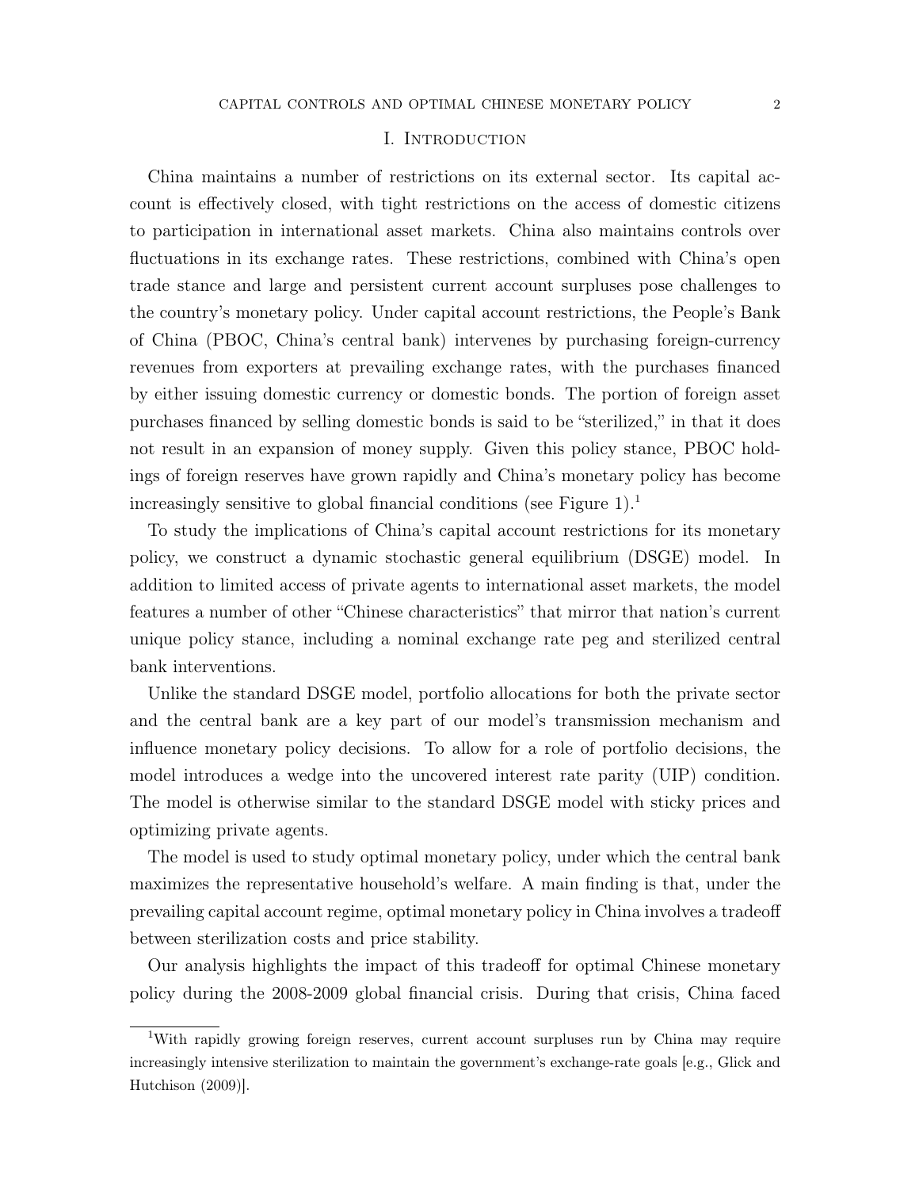# I. Introduction

China maintains a number of restrictions on its external sector. Its capital account is effectively closed, with tight restrictions on the access of domestic citizens to participation in international asset markets. China also maintains controls over fluctuations in its exchange rates. These restrictions, combined with China's open trade stance and large and persistent current account surpluses pose challenges to the country's monetary policy. Under capital account restrictions, the People's Bank of China (PBOC, China's central bank) intervenes by purchasing foreign-currency revenues from exporters at prevailing exchange rates, with the purchases financed by either issuing domestic currency or domestic bonds. The portion of foreign asset purchases financed by selling domestic bonds is said to be "sterilized," in that it does not result in an expansion of money supply. Given this policy stance, PBOC holdings of foreign reserves have grown rapidly and China's monetary policy has become increasingly sensitive to global financial conditions (see Figure 1).[1]

To study the implications of China's capital account restrictions for its monetary policy, we construct a dynamic stochastic general equilibrium (DSGE) model. In addition to limited access of private agents to international asset markets, the model features a number of other "Chinese characteristics" that mirror that nation's current unique policy stance, including a nominal exchange rate peg and sterilized central bank interventions.

Unlike the standard DSGE model, portfolio allocations for both the private sector and the central bank are a key part of our model's transmission mechanism and influence monetary policy decisions. To allow for a role of portfolio decisions, the model introduces a wedge into the uncovered interest rate parity (UIP) condition. The model is otherwise similar to the standard DSGE model with sticky prices and optimizing private agents.

The model is used to study optimal monetary policy, under which the central bank maximizes the representative household's welfare. A main finding is that, under the prevailing capital account regime, optimal monetary policy in China involves a tradeoff between sterilization costs and price stability.

Our analysis highlights the impact of this tradeoff for optimal Chinese monetary policy during the 2008-2009 global financial crisis. During that crisis, China faced

---

[1] With rapidly growing foreign reserves, current account surpluses run by China may require increasingly intensive sterilization to maintain the government's exchange-rate goals [e.g., Glick and Hutchison (2009)].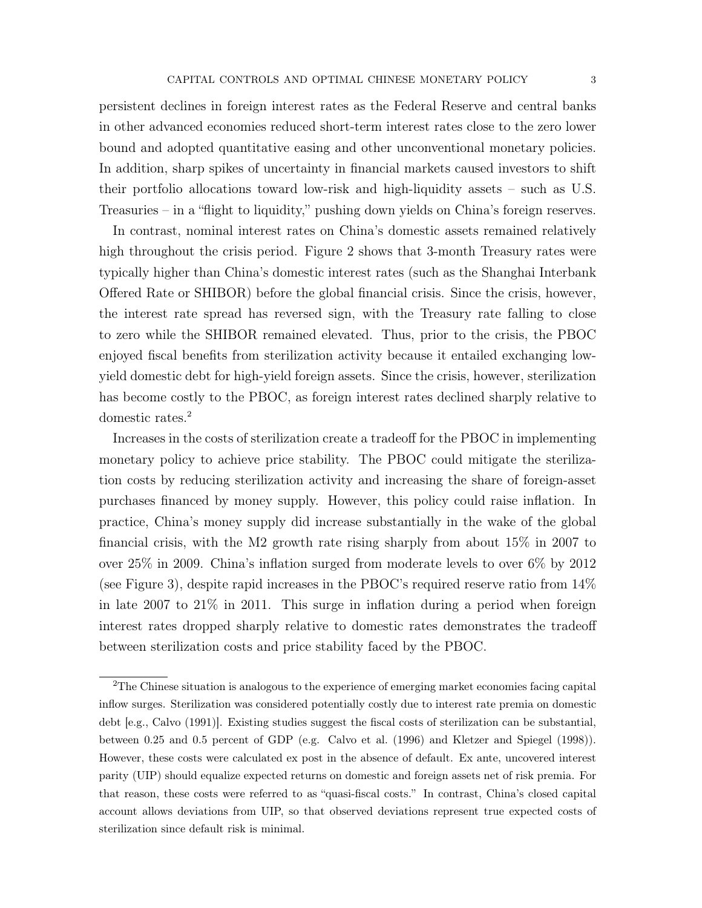persistent declines in foreign interest rates as the Federal Reserve and central banks in other advanced economies reduced short-term interest rates close to the zero lower bound and adopted quantitative easing and other unconventional monetary policies. In addition, sharp spikes of uncertainty in financial markets caused investors to shift their portfolio allocations toward low-risk and high-liquidity assets – such as U.S. Treasuries – in a "flight to liquidity," pushing down yields on China's foreign reserves.

In contrast, nominal interest rates on China's domestic assets remained relatively high throughout the crisis period. Figure 2 shows that 3-month Treasury rates were typically higher than China's domestic interest rates (such as the Shanghai Interbank Offered Rate or SHIBOR) before the global financial crisis. Since the crisis, however, the interest rate spread has reversed sign, with the Treasury rate falling to close to zero while the SHIBOR remained elevated. Thus, prior to the crisis, the PBOC enjoyed fiscal benefits from sterilization activity because it entailed exchanging low-yield domestic debt for high-yield foreign assets. Since the crisis, however, sterilization has become costly to the PBOC, as foreign interest rates declined sharply relative to domestic rates.[2]

Increases in the costs of sterilization create a tradeoff for the PBOC in implementing monetary policy to achieve price stability. The PBOC could mitigate the sterilization costs by reducing sterilization activity and increasing the share of foreign-asset purchases financed by money supply. However, this policy could raise inflation. In practice, China's money supply did increase substantially in the wake of the global financial crisis, with the M2 growth rate rising sharply from about 15% in 2007 to over 25% in 2009. China's inflation surged from moderate levels to over 6% by 2012 (see Figure 3), despite rapid increases in the PBOC's required reserve ratio from 14% in late 2007 to 21% in 2011. This surge in inflation during a period when foreign interest rates dropped sharply relative to domestic rates demonstrates the tradeoff between sterilization costs and price stability faced by the PBOC.

[2]The Chinese situation is analogous to the experience of emerging market economies facing capital inflow surges. Sterilization was considered potentially costly due to interest rate premia on domestic debt [e.g., Calvo (1991)]. Existing studies suggest the fiscal costs of sterilization can be substantial, between 0.25 and 0.5 percent of GDP (e.g. Calvo et al. (1996) and Kletzer and Spiegel (1998)). However, these costs were calculated ex post in the absence of default. Ex ante, uncovered interest parity (UIP) should equalize expected returns on domestic and foreign assets net of risk premia. For that reason, these costs were referred to as "quasi-fiscal costs." In contrast, China's closed capital account allows deviations from UIP, so that observed deviations represent true expected costs of sterilization since default risk is minimal.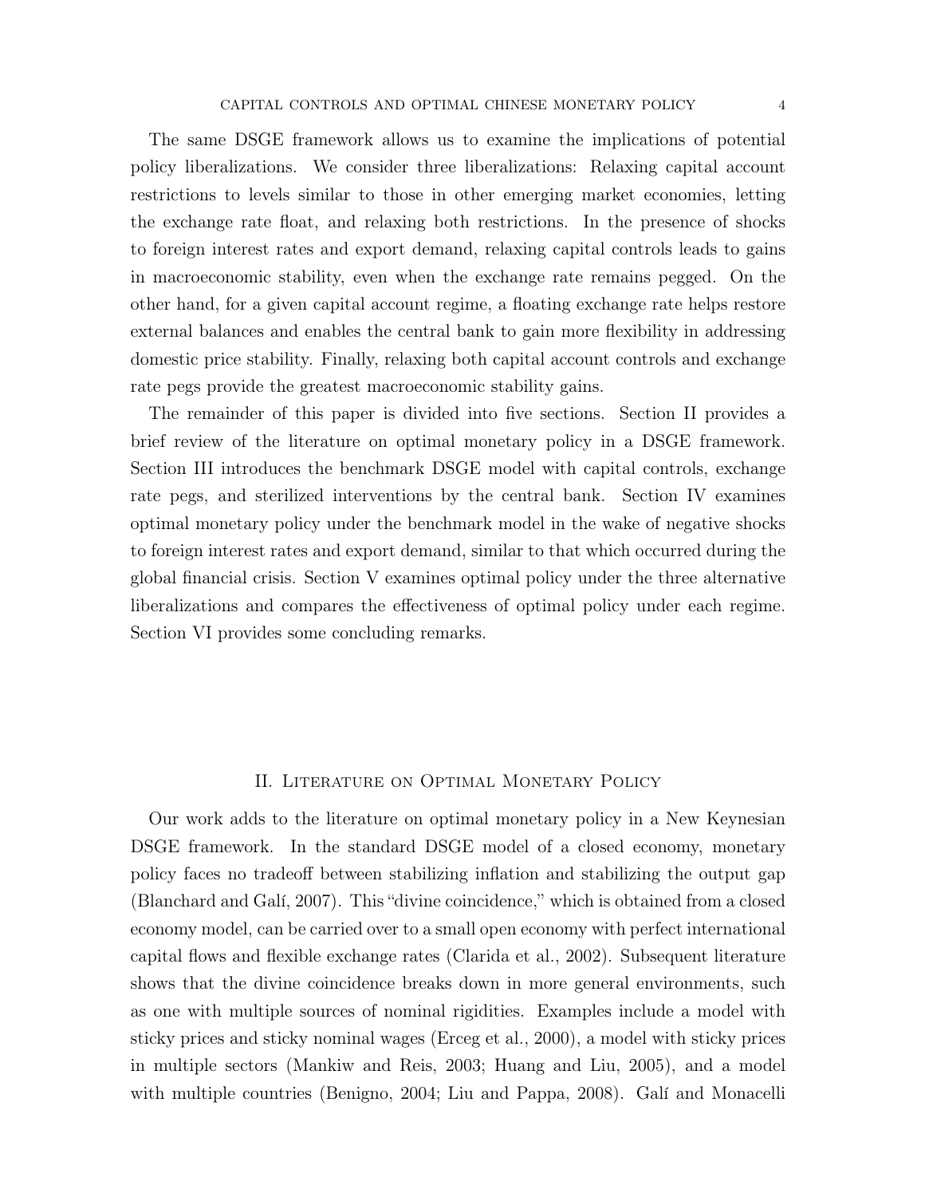The same DSGE framework allows us to examine the implications of potential policy liberalizations. We consider three liberalizations: Relaxing capital account restrictions to levels similar to those in other emerging market economies, letting the exchange rate float, and relaxing both restrictions. In the presence of shocks to foreign interest rates and export demand, relaxing capital controls leads to gains in macroeconomic stability, even when the exchange rate remains pegged. On the other hand, for a given capital account regime, a floating exchange rate helps restore external balances and enables the central bank to gain more flexibility in addressing domestic price stability. Finally, relaxing both capital account controls and exchange rate pegs provide the greatest macroeconomic stability gains.

The remainder of this paper is divided into five sections. Section II provides a brief review of the literature on optimal monetary policy in a DSGE framework. Section III introduces the benchmark DSGE model with capital controls, exchange rate pegs, and sterilized interventions by the central bank. Section IV examines optimal monetary policy under the benchmark model in the wake of negative shocks to foreign interest rates and export demand, similar to that which occurred during the global financial crisis. Section V examines optimal policy under the three alternative liberalizations and compares the effectiveness of optimal policy under each regime. Section VI provides some concluding remarks.

## II. Literature on Optimal Monetary Policy

Our work adds to the literature on optimal monetary policy in a New Keynesian DSGE framework. In the standard DSGE model of a closed economy, monetary policy faces no tradeoff between stabilizing inflation and stabilizing the output gap (Blanchard and Galí, 2007). This "divine coincidence," which is obtained from a closed economy model, can be carried over to a small open economy with perfect international capital flows and flexible exchange rates (Clarida et al., 2002). Subsequent literature shows that the divine coincidence breaks down in more general environments, such as one with multiple sources of nominal rigidities. Examples include a model with sticky prices and sticky nominal wages (Erceg et al., 2000), a model with sticky prices in multiple sectors (Mankiw and Reis, 2003; Huang and Liu, 2005), and a model with multiple countries (Benigno, 2004; Liu and Pappa, 2008). Galí and Monacelli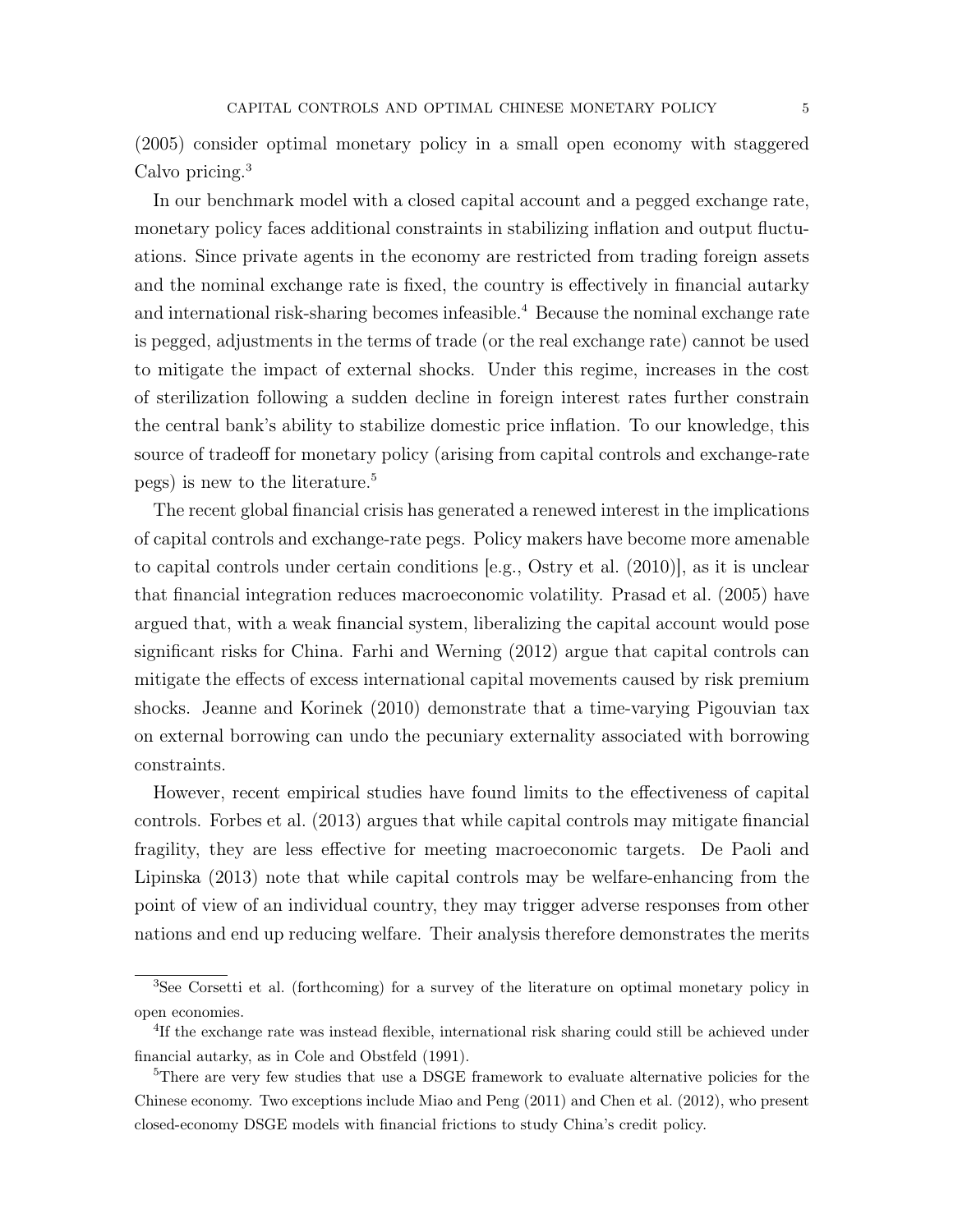(2005) consider optimal monetary policy in a small open economy with staggered Calvo pricing.[3]

In our benchmark model with a closed capital account and a pegged exchange rate, monetary policy faces additional constraints in stabilizing inflation and output fluctuations. Since private agents in the economy are restricted from trading foreign assets and the nominal exchange rate is fixed, the country is effectively in financial autarky and international risk-sharing becomes infeasible.[4] Because the nominal exchange rate is pegged, adjustments in the terms of trade (or the real exchange rate) cannot be used to mitigate the impact of external shocks. Under this regime, increases in the cost of sterilization following a sudden decline in foreign interest rates further constrain the central bank's ability to stabilize domestic price inflation. To our knowledge, this source of tradeoff for monetary policy (arising from capital controls and exchange-rate pegs) is new to the literature.[5]

The recent global financial crisis has generated a renewed interest in the implications of capital controls and exchange-rate pegs. Policy makers have become more amenable to capital controls under certain conditions [e.g., Ostry et al. (2010)], as it is unclear that financial integration reduces macroeconomic volatility. Prasad et al. (2005) have argued that, with a weak financial system, liberalizing the capital account would pose significant risks for China. Farhi and Werning (2012) argue that capital controls can mitigate the effects of excess international capital movements caused by risk premium shocks. Jeanne and Korinek (2010) demonstrate that a time-varying Pigouvian tax on external borrowing can undo the pecuniary externality associated with borrowing constraints.

However, recent empirical studies have found limits to the effectiveness of capital controls. Forbes et al. (2013) argues that while capital controls may mitigate financial fragility, they are less effective for meeting macroeconomic targets. De Paoli and Lipinska (2013) note that while capital controls may be welfare-enhancing from the point of view of an individual country, they may trigger adverse responses from other nations and end up reducing welfare. Their analysis therefore demonstrates the merits

---

[3] See Corsetti et al. (forthcoming) for a survey of the literature on optimal monetary policy in open economies.

[4] If the exchange rate was instead flexible, international risk sharing could still be achieved under financial autarky, as in Cole and Obstfeld (1991).

[5] There are very few studies that use a DSGE framework to evaluate alternative policies for the Chinese economy. Two exceptions include Miao and Peng (2011) and Chen et al. (2012), who present closed-economy DSGE models with financial frictions to study China's credit policy.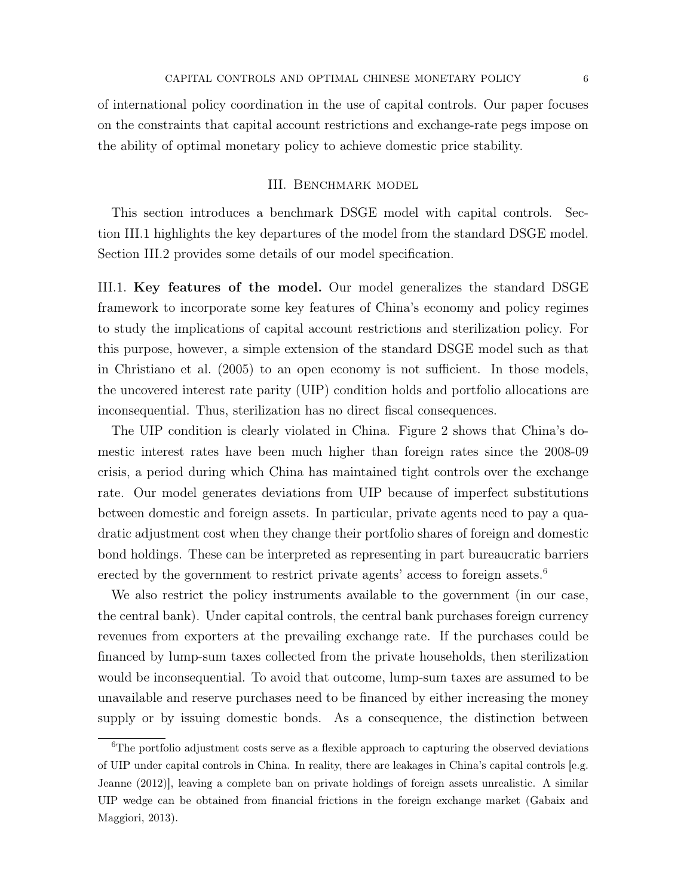of international policy coordination in the use of capital controls. Our paper focuses on the constraints that capital account restrictions and exchange-rate pegs impose on the ability of optimal monetary policy to achieve domestic price stability.

## III. Benchmark model

This section introduces a benchmark DSGE model with capital controls. Section III.1 highlights the key departures of the model from the standard DSGE model. Section III.2 provides some details of our model specification.

III.1. **Key features of the model.** Our model generalizes the standard DSGE framework to incorporate some key features of China's economy and policy regimes to study the implications of capital account restrictions and sterilization policy. For this purpose, however, a simple extension of the standard DSGE model such as that in Christiano et al. (2005) to an open economy is not sufficient. In those models, the uncovered interest rate parity (UIP) condition holds and portfolio allocations are inconsequential. Thus, sterilization has no direct fiscal consequences.

The UIP condition is clearly violated in China. Figure 2 shows that China's domestic interest rates have been much higher than foreign rates since the 2008-09 crisis, a period during which China has maintained tight controls over the exchange rate. Our model generates deviations from UIP because of imperfect substitutions between domestic and foreign assets. In particular, private agents need to pay a quadratic adjustment cost when they change their portfolio shares of foreign and domestic bond holdings. These can be interpreted as representing in part bureaucratic barriers erected by the government to restrict private agents' access to foreign assets.[6]

We also restrict the policy instruments available to the government (in our case, the central bank). Under capital controls, the central bank purchases foreign currency revenues from exporters at the prevailing exchange rate. If the purchases could be financed by lump-sum taxes collected from the private households, then sterilization would be inconsequential. To avoid that outcome, lump-sum taxes are assumed to be unavailable and reserve purchases need to be financed by either increasing the money supply or by issuing domestic bonds. As a consequence, the distinction between

[6] The portfolio adjustment costs serve as a flexible approach to capturing the observed deviations of UIP under capital controls in China. In reality, there are leakages in China's capital controls [e.g. Jeanne (2012)], leaving a complete ban on private holdings of foreign assets unrealistic. A similar UIP wedge can be obtained from financial frictions in the foreign exchange market (Gabaix and Maggiori, 2013).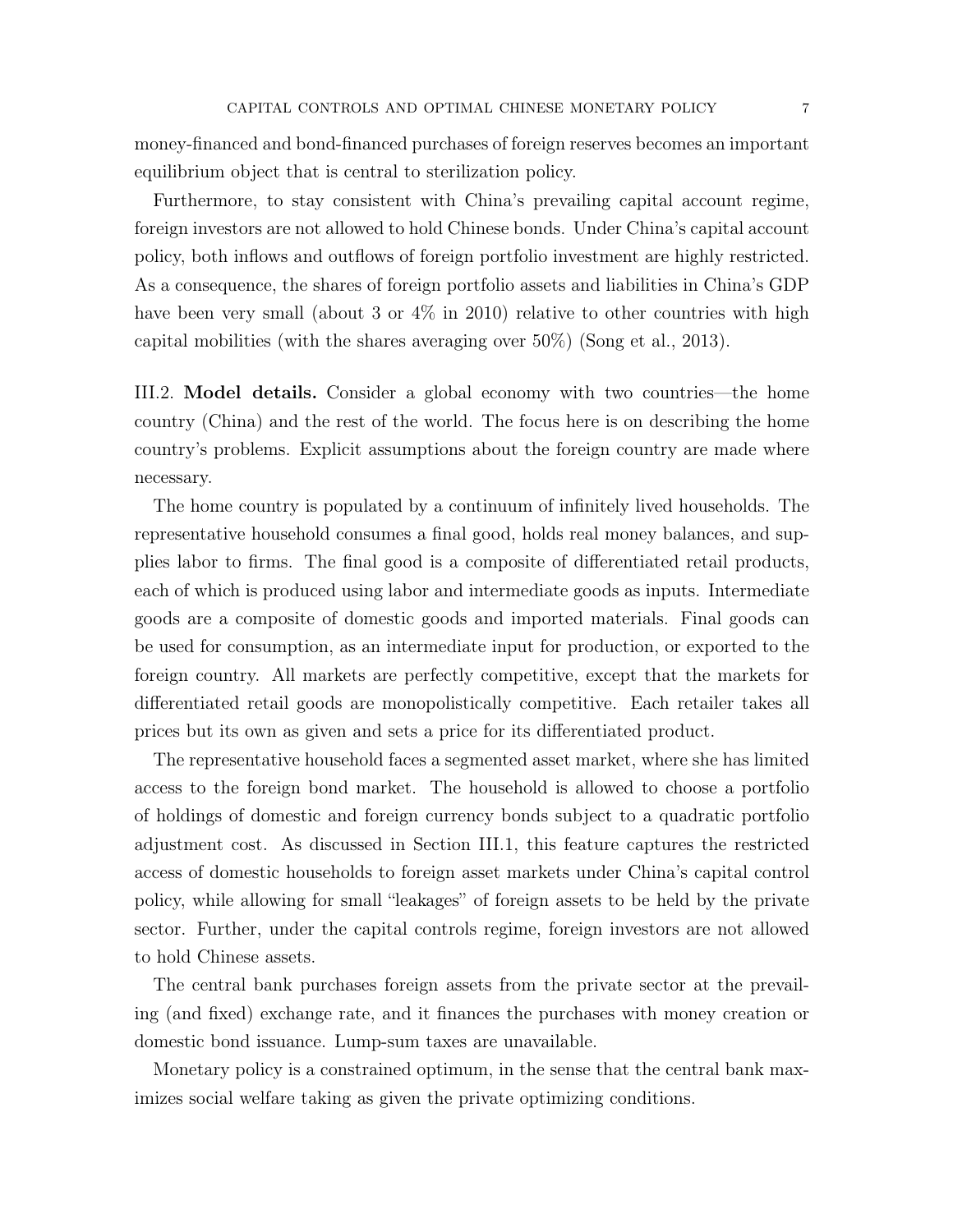money-financed and bond-financed purchases of foreign reserves becomes an important equilibrium object that is central to sterilization policy.

Furthermore, to stay consistent with China's prevailing capital account regime, foreign investors are not allowed to hold Chinese bonds. Under China's capital account policy, both inflows and outflows of foreign portfolio investment are highly restricted. As a consequence, the shares of foreign portfolio assets and liabilities in China's GDP have been very small (about 3 or 4% in 2010) relative to other countries with high capital mobilities (with the shares averaging over 50%) (Song et al., 2013).

III.2. **Model details.** Consider a global economy with two countries—the home country (China) and the rest of the world. The focus here is on describing the home country's problems. Explicit assumptions about the foreign country are made where necessary.

The home country is populated by a continuum of infinitely lived households. The representative household consumes a final good, holds real money balances, and supplies labor to firms. The final good is a composite of differentiated retail products, each of which is produced using labor and intermediate goods as inputs. Intermediate goods are a composite of domestic goods and imported materials. Final goods can be used for consumption, as an intermediate input for production, or exported to the foreign country. All markets are perfectly competitive, except that the markets for differentiated retail goods are monopolistically competitive. Each retailer takes all prices but its own as given and sets a price for its differentiated product.

The representative household faces a segmented asset market, where she has limited access to the foreign bond market. The household is allowed to choose a portfolio of holdings of domestic and foreign currency bonds subject to a quadratic portfolio adjustment cost. As discussed in Section III.1, this feature captures the restricted access of domestic households to foreign asset markets under China's capital control policy, while allowing for small "leakages" of foreign assets to be held by the private sector. Further, under the capital controls regime, foreign investors are not allowed to hold Chinese assets.

The central bank purchases foreign assets from the private sector at the prevailing (and fixed) exchange rate, and it finances the purchases with money creation or domestic bond issuance. Lump-sum taxes are unavailable.

Monetary policy is a constrained optimum, in the sense that the central bank maximizes social welfare taking as given the private optimizing conditions.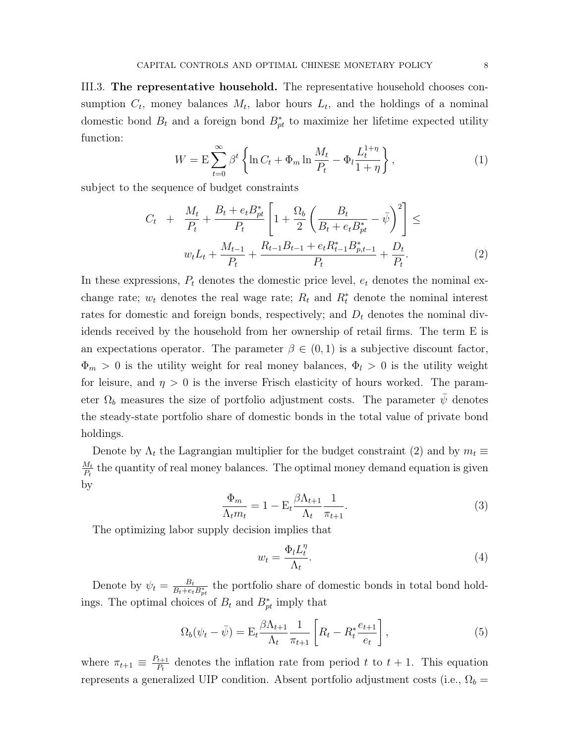III.3. **The representative household.** The representative household chooses consumption $C_t$, money balances $M_t$, labor hours $L_t$, and the holdings of a nominal domestic bond $B_t$ and a foreign bond $B^*_{pt}$ to maximize her lifetime expected utility function:

$$W = \mathrm{E} \sum_{t=0}^{\infty} \beta^t \left\{ \ln C_t + \Phi_m \ln \frac{M_t}{P_t} - \Phi_l \frac{L_t^{1+\eta}}{1+\eta} \right\}, \tag{1}$$

subject to the sequence of budget constraints

$$\begin{aligned} C_t \quad + \quad & \frac{M_t}{P_t} + \frac{B_t + e_t B^*_{pt}}{P_t} \left[ 1 + \frac{\Omega_b}{2} \left( \frac{B_t}{B_t + e_t B^*_{pt}} - \bar{\psi} \right)^2 \right] \leq \\ & w_t L_t + \frac{M_{t-1}}{P_t} + \frac{R_{t-1} B_{t-1} + e_t R^*_{t-1} B^*_{p,t-1}}{P_t} + \frac{D_t}{P_t}. \end{aligned} \tag{2}$$

In these expressions, $P_t$ denotes the domestic price level, $e_t$ denotes the nominal exchange rate; $w_t$ denotes the real wage rate; $R_t$ and $R^*_t$ denote the nominal interest rates for domestic and foreign bonds, respectively; and $D_t$ denotes the nominal dividends received by the household from her ownership of retail firms. The term E is an expectations operator. The parameter $\beta \in (0, 1)$ is a subjective discount factor, $\Phi_m > 0$ is the utility weight for real money balances, $\Phi_l > 0$ is the utility weight for leisure, and $\eta > 0$ is the inverse Frisch elasticity of hours worked. The parameter $\Omega_b$ measures the size of portfolio adjustment costs. The parameter $\bar{\psi}$ denotes the steady-state portfolio share of domestic bonds in the total value of private bond holdings.

Denote by $\Lambda_t$ the Lagrangian multiplier for the budget constraint (2) and by $m_t \equiv \frac{M_t}{P_t}$ the quantity of real money balances. The optimal money demand equation is given by

$$\frac{\Phi_m}{\Lambda_t m_t} = 1 - \mathrm{E}_t \frac{\beta \Lambda_{t+1}}{\Lambda_t} \frac{1}{\pi_{t+1}}. \tag{3}$$

The optimizing labor supply decision implies that

$$w_t = \frac{\Phi_l L_t^{\eta}}{\Lambda_t}. \tag{4}$$

Denote by $\psi_t = \frac{B_t}{B_t + e_t B^*_{pt}}$ the portfolio share of domestic bonds in total bond holdings. The optimal choices of $B_t$ and $B^*_{pt}$ imply that

$$\Omega_b (\psi_t - \bar{\psi}) = \mathrm{E}_t \frac{\beta \Lambda_{t+1}}{\Lambda_t} \frac{1}{\pi_{t+1}} \left[ R_t - R^*_t \frac{e_{t+1}}{e_t} \right], \tag{5}$$

where $\pi_{t+1} \equiv \frac{P_{t+1}}{P_t}$ denotes the inflation rate from period $t$ to $t+1$. This equation represents a generalized UIP condition. Absent portfolio adjustment costs (i.e., $\Omega_b =$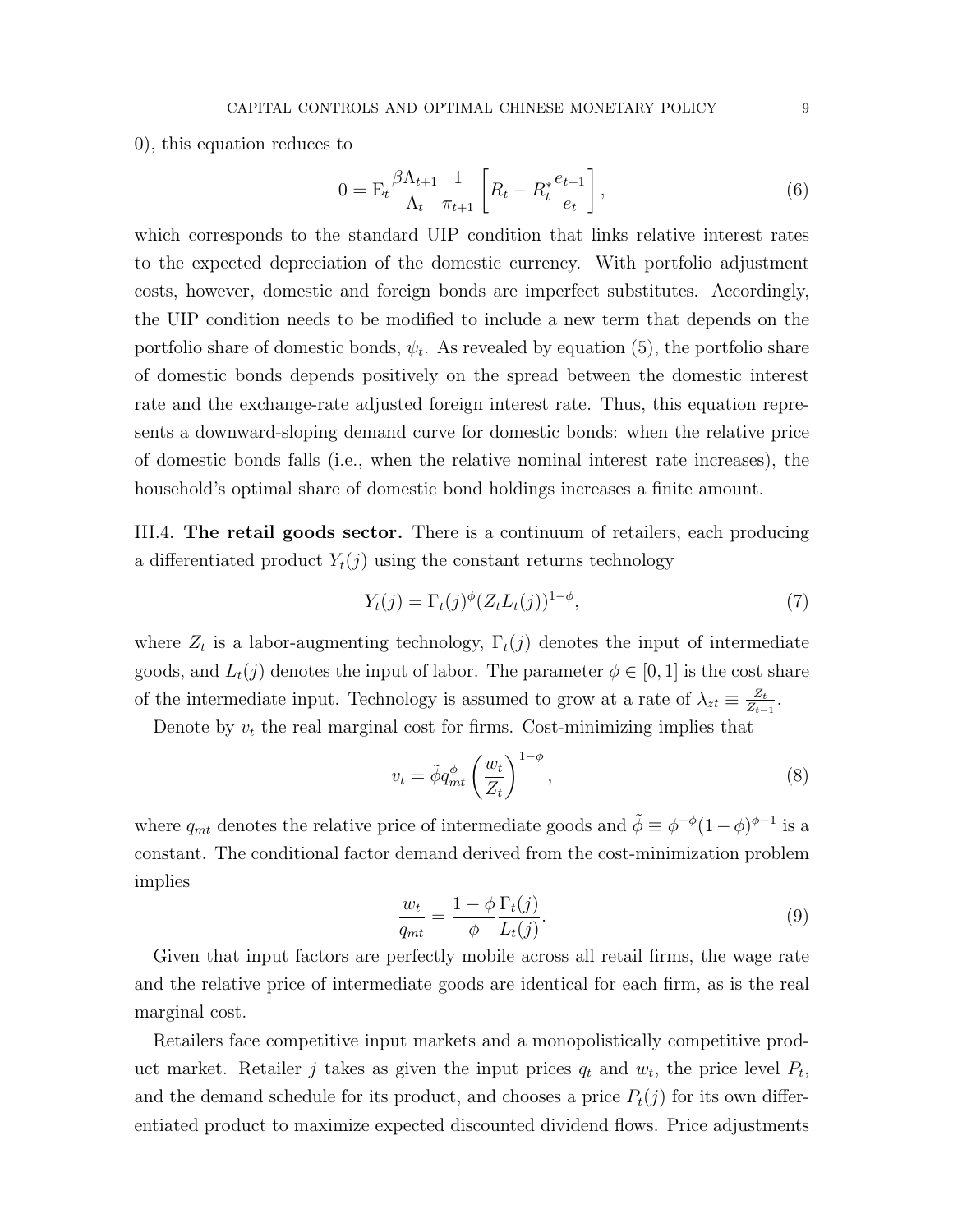0), this equation reduces to

$$0 = \mathrm{E}_t \frac{\beta \Lambda_{t+1}}{\Lambda_t} \frac{1}{\pi_{t+1}} \left[ R_t - R_t^* \frac{e_{t+1}}{e_t} \right], \tag{6}$$

which corresponds to the standard UIP condition that links relative interest rates to the expected depreciation of the domestic currency. With portfolio adjustment costs, however, domestic and foreign bonds are imperfect substitutes. Accordingly, the UIP condition needs to be modified to include a new term that depends on the portfolio share of domestic bonds, $\psi_t$. As revealed by equation (5), the portfolio share of domestic bonds depends positively on the spread between the domestic interest rate and the exchange-rate adjusted foreign interest rate. Thus, this equation represents a downward-sloping demand curve for domestic bonds: when the relative price of domestic bonds falls (i.e., when the relative nominal interest rate increases), the household's optimal share of domestic bond holdings increases a finite amount.

III.4. **The retail goods sector.** There is a continuum of retailers, each producing a differentiated product $Y_t(j)$ using the constant returns technology

$$Y_t(j) = \Gamma_t(j)^{\phi} (Z_t L_t(j))^{1-\phi}, \tag{7}$$

where $Z_t$ is a labor-augmenting technology, $\Gamma_t(j)$ denotes the input of intermediate goods, and $L_t(j)$ denotes the input of labor. The parameter $\phi \in [0, 1]$ is the cost share of the intermediate input. Technology is assumed to grow at a rate of $\lambda_{zt} \equiv \frac{Z_t}{Z_{t-1}}$.

Denote by $v_t$ the real marginal cost for firms. Cost-minimizing implies that

$$v_t = \tilde{\phi} q_{mt}^{\phi} \left( \frac{w_t}{Z_t} \right)^{1-\phi}, \tag{8}$$

where $q_{mt}$ denotes the relative price of intermediate goods and $\tilde{\phi} \equiv \phi^{-\phi}(1-\phi)^{\phi-1}$ is a constant. The conditional factor demand derived from the cost-minimization problem implies

$$\frac{w_t}{q_{mt}} = \frac{1-\phi}{\phi} \frac{\Gamma_t(j)}{L_t(j)}. \tag{9}$$

Given that input factors are perfectly mobile across all retail firms, the wage rate and the relative price of intermediate goods are identical for each firm, as is the real marginal cost.

Retailers face competitive input markets and a monopolistically competitive product market. Retailer $j$ takes as given the input prices $q_t$ and $w_t$, the price level $P_t$, and the demand schedule for its product, and chooses a price $P_t(j)$ for its own differentiated product to maximize expected discounted dividend flows. Price adjustments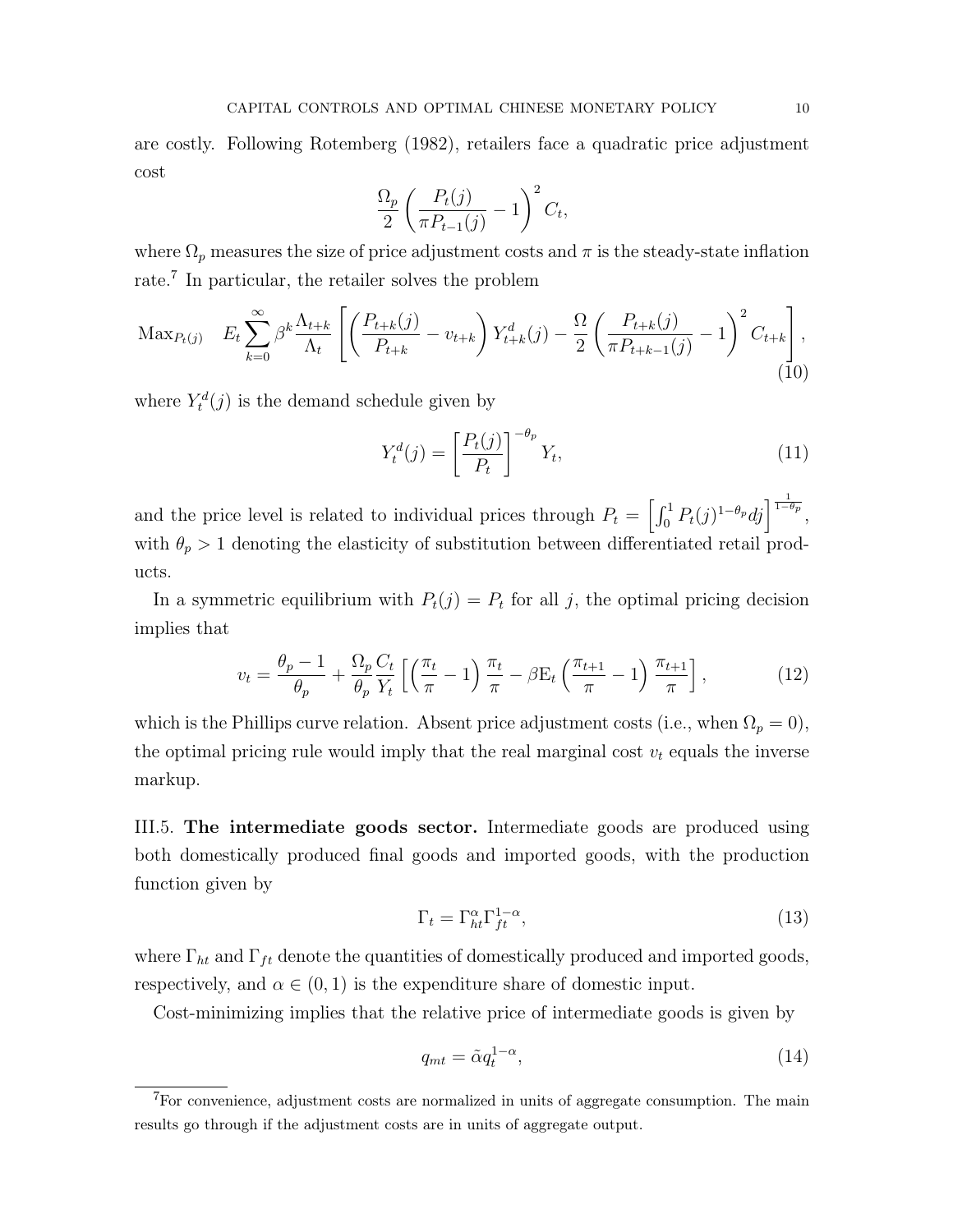are costly. Following Rotemberg (1982), retailers face a quadratic price adjustment cost

$$\frac{\Omega_p}{2}\left(\frac{P_t(j)}{\pi P_{t-1}(j)}-1\right)^2 C_t,$$

where $\Omega_p$ measures the size of price adjustment costs and $\pi$ is the steady-state inflation rate.[7] In particular, the retailer solves the problem

$$\text{Max}_{P_t(j)} \quad E_t \sum_{k=0}^{\infty} \beta^k \frac{\Lambda_{t+k}}{\Lambda_t}\left[\left(\frac{P_{t+k}(j)}{P_{t+k}}-v_{t+k}\right)Y_{t+k}^d(j)-\frac{\Omega}{2}\left(\frac{P_{t+k}(j)}{\pi P_{t+k-1}(j)}-1\right)^2 C_{t+k}\right], \tag{10}$$

where $Y_t^d(j)$ is the demand schedule given by

$$Y_t^d(j) = \left[\frac{P_t(j)}{P_t}\right]^{-\theta_p} Y_t, \tag{11}$$

and the price level is related to individual prices through $P_t = \left[\int_0^1 P_t(j)^{1-\theta_p} dj\right]^{\frac{1}{1-\theta_p}}$, with $\theta_p > 1$ denoting the elasticity of substitution between differentiated retail products.

In a symmetric equilibrium with $P_t(j) = P_t$ for all $j$, the optimal pricing decision implies that

$$v_t = \frac{\theta_p - 1}{\theta_p} + \frac{\Omega_p}{\theta_p}\frac{C_t}{Y_t}\left[\left(\frac{\pi_t}{\pi}-1\right)\frac{\pi_t}{\pi} - \beta \text{E}_t\left(\frac{\pi_{t+1}}{\pi}-1\right)\frac{\pi_{t+1}}{\pi}\right], \tag{12}$$

which is the Phillips curve relation. Absent price adjustment costs (i.e., when $\Omega_p = 0$), the optimal pricing rule would imply that the real marginal cost $v_t$ equals the inverse markup.

III.5. **The intermediate goods sector.** Intermediate goods are produced using both domestically produced final goods and imported goods, with the production function given by

$$\Gamma_t = \Gamma_{ht}^{\alpha}\Gamma_{ft}^{1-\alpha}, \tag{13}$$

where $\Gamma_{ht}$ and $\Gamma_{ft}$ denote the quantities of domestically produced and imported goods, respectively, and $\alpha \in (0,1)$ is the expenditure share of domestic input.

Cost-minimizing implies that the relative price of intermediate goods is given by

$$q_{mt} = \tilde{\alpha} q_t^{1-\alpha}, \tag{14}$$

[7]For convenience, adjustment costs are normalized in units of aggregate consumption. The main results go through if the adjustment costs are in units of aggregate output.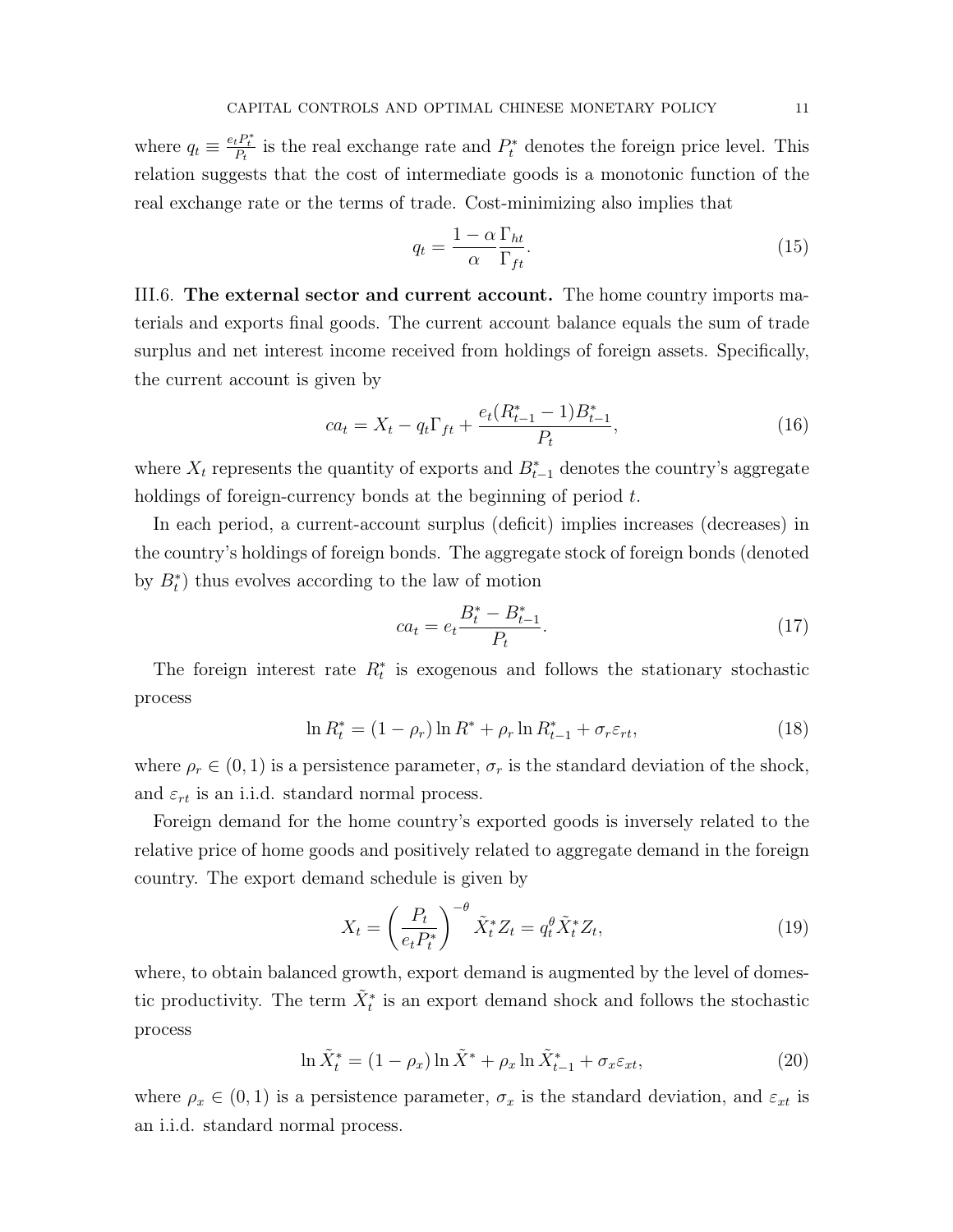where $q_t \equiv \frac{e_t P_t^*}{P_t}$ is the real exchange rate and $P_t^*$ denotes the foreign price level. This relation suggests that the cost of intermediate goods is a monotonic function of the real exchange rate or the terms of trade. Cost-minimizing also implies that

$$q_t = \frac{1-\alpha}{\alpha} \frac{\Gamma_{ht}}{\Gamma_{ft}}. \tag{15}$$

III.6. **The external sector and current account.** The home country imports materials and exports final goods. The current account balance equals the sum of trade surplus and net interest income received from holdings of foreign assets. Specifically, the current account is given by

$$ca_t = X_t - q_t \Gamma_{ft} + \frac{e_t (R_{t-1}^* - 1) B_{t-1}^*}{P_t}, \tag{16}$$

where $X_t$ represents the quantity of exports and $B_{t-1}^*$ denotes the country's aggregate holdings of foreign-currency bonds at the beginning of period $t$.

In each period, a current-account surplus (deficit) implies increases (decreases) in the country's holdings of foreign bonds. The aggregate stock of foreign bonds (denoted by $B_t^*$) thus evolves according to the law of motion

$$ca_t = e_t \frac{B_t^* - B_{t-1}^*}{P_t}. \tag{17}$$

The foreign interest rate $R_t^*$ is exogenous and follows the stationary stochastic process

$$\ln R_t^* = (1 - \rho_r) \ln R^* + \rho_r \ln R_{t-1}^* + \sigma_r \varepsilon_{rt}, \tag{18}$$

where $\rho_r \in (0, 1)$ is a persistence parameter, $\sigma_r$ is the standard deviation of the shock, and $\varepsilon_{rt}$ is an i.i.d. standard normal process.

Foreign demand for the home country's exported goods is inversely related to the relative price of home goods and positively related to aggregate demand in the foreign country. The export demand schedule is given by

$$X_t = \left( \frac{P_t}{e_t P_t^*} \right)^{-\theta} \tilde{X}_t^* Z_t = q_t^{\theta} \tilde{X}_t^* Z_t, \tag{19}$$

where, to obtain balanced growth, export demand is augmented by the level of domestic productivity. The term $\tilde{X}_t^*$ is an export demand shock and follows the stochastic process

$$\ln \tilde{X}_t^* = (1 - \rho_x) \ln \tilde{X}^* + \rho_x \ln \tilde{X}_{t-1}^* + \sigma_x \varepsilon_{xt}, \tag{20}$$

where $\rho_x \in (0, 1)$ is a persistence parameter, $\sigma_x$ is the standard deviation, and $\varepsilon_{xt}$ is an i.i.d. standard normal process.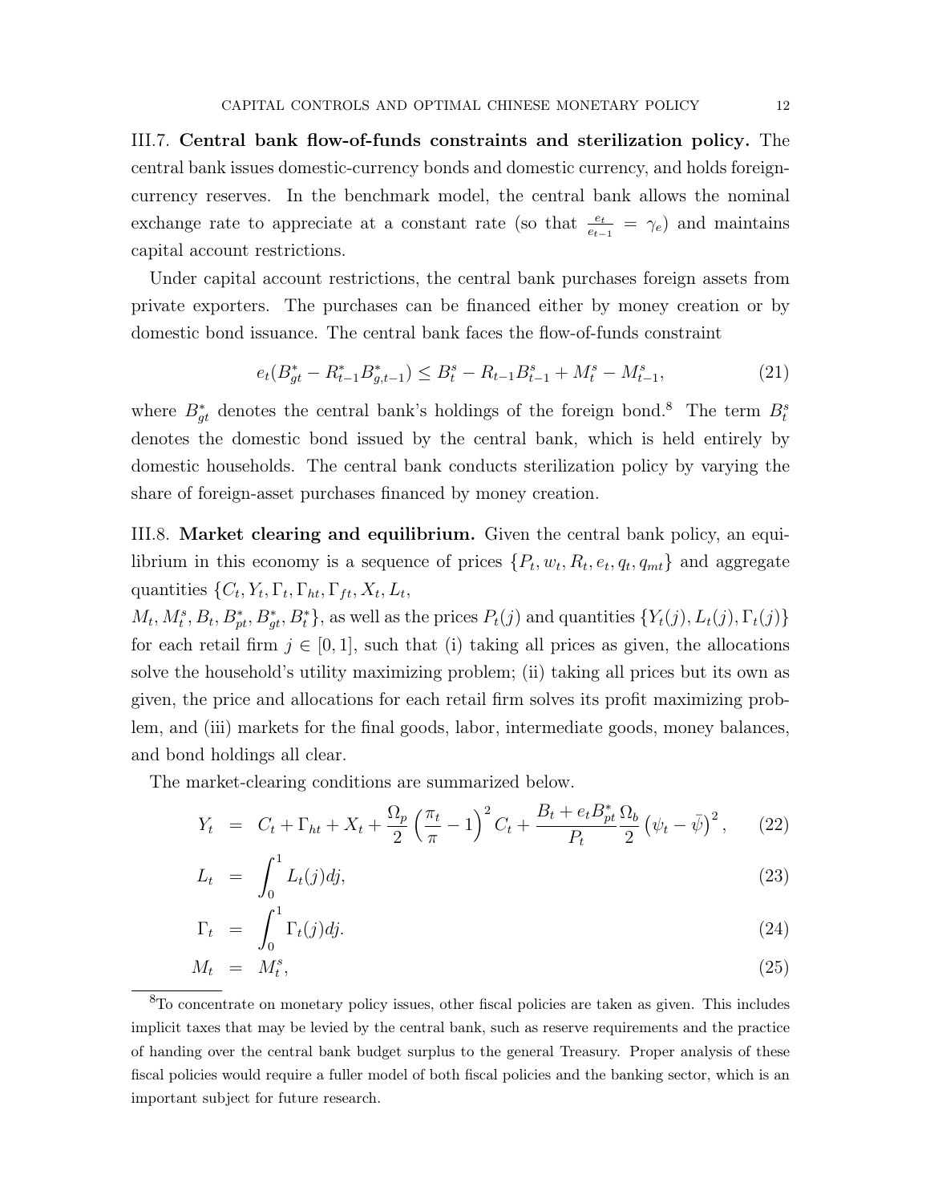### III.7. **Central bank flow-of-funds constraints and sterilization policy.**

The central bank issues domestic-currency bonds and domestic currency, and holds foreign-currency reserves. In the benchmark model, the central bank allows the nominal exchange rate to appreciate at a constant rate (so that $\frac{e_t}{e_{t-1}} = \gamma_e$) and maintains capital account restrictions.

Under capital account restrictions, the central bank purchases foreign assets from private exporters. The purchases can be financed either by money creation or by domestic bond issuance. The central bank faces the flow-of-funds constraint

$$e_t(B^*_{gt} - R^*_{t-1}B^*_{g,t-1}) \leq B^s_t - R_{t-1}B^s_{t-1} + M^s_t - M^s_{t-1}, \tag{21}$$

where $B^*_{gt}$ denotes the central bank's holdings of the foreign bond.[8] The term $B^s_t$ denotes the domestic bond issued by the central bank, which is held entirely by domestic households. The central bank conducts sterilization policy by varying the share of foreign-asset purchases financed by money creation.

### III.8. **Market clearing and equilibrium.**

Given the central bank policy, an equilibrium in this economy is a sequence of prices $\{P_t, w_t, R_t, e_t, q_t, q_{mt}\}$ and aggregate quantities $\{C_t, Y_t, \Gamma_t, \Gamma_{ht}, \Gamma_{ft}, X_t, L_t, M_t, M^s_t, B_t, B^*_{pt}, B^*_{gt}, B^*_t\}$, as well as the prices $P_t(j)$ and quantities $\{Y_t(j), L_t(j), \Gamma_t(j)\}$ for each retail firm $j \in [0, 1]$, such that (i) taking all prices as given, the allocations solve the household's utility maximizing problem; (ii) taking all prices but its own as given, the price and allocations for each retail firm solves its profit maximizing problem, and (iii) markets for the final goods, labor, intermediate goods, money balances, and bond holdings all clear.

The market-clearing conditions are summarized below.

$$Y_t = C_t + \Gamma_{ht} + X_t + \frac{\Omega_p}{2}\left(\frac{\pi_t}{\pi} - 1\right)^2 C_t + \frac{B_t + e_t B^*_{pt}}{P_t}\frac{\Omega_b}{2}\left(\psi_t - \bar{\psi}\right)^2, \tag{22}$$

$$L_t = \int_0^1 L_t(j)dj, \tag{23}$$

$$\Gamma_t = \int_0^1 \Gamma_t(j)dj. \tag{24}$$

$$M_t = M^s_t, \tag{25}$$

[8] To concentrate on monetary policy issues, other fiscal policies are taken as given. This includes implicit taxes that may be levied by the central bank, such as reserve requirements and the practice of handing over the central bank budget surplus to the general Treasury. Proper analysis of these fiscal policies would require a fuller model of both fiscal policies and the banking sector, which is an important subject for future research.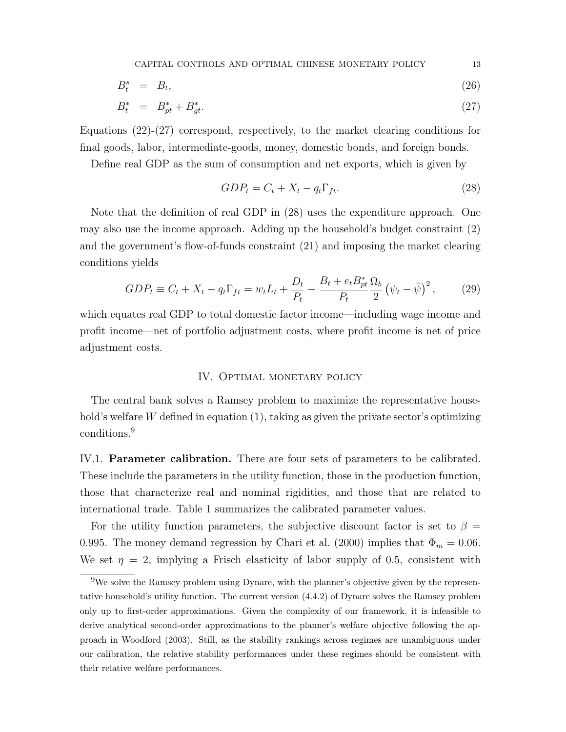$$B_t^s = B_t, \tag{26}$$

$$B_t^* = B_{pt}^* + B_{gt}^*. \tag{27}$$

Equations (22)-(27) correspond, respectively, to the market clearing conditions for final goods, labor, intermediate-goods, money, domestic bonds, and foreign bonds.

Define real GDP as the sum of consumption and net exports, which is given by

$$GDP_t = C_t + X_t - q_t \Gamma_{ft}. \tag{28}$$

Note that the definition of real GDP in (28) uses the expenditure approach. One may also use the income approach. Adding up the household's budget constraint (2) and the government's flow-of-funds constraint (21) and imposing the market clearing conditions yields

$$GDP_t \equiv C_t + X_t - q_t \Gamma_{ft} = w_t L_t + \frac{D_t}{P_t} - \frac{B_t + e_t B_{pt}^*}{P_t} \frac{\Omega_b}{2} \left(\psi_t - \bar{\psi}\right)^2, \tag{29}$$

which equates real GDP to total domestic factor income—including wage income and profit income—net of portfolio adjustment costs, where profit income is net of price adjustment costs.

## IV. Optimal monetary policy

The central bank solves a Ramsey problem to maximize the representative household's welfare $W$ defined in equation (1), taking as given the private sector's optimizing conditions.[9]

IV.1. **Parameter calibration.** There are four sets of parameters to be calibrated. These include the parameters in the utility function, those in the production function, those that characterize real and nominal rigidities, and those that are related to international trade. Table 1 summarizes the calibrated parameter values.

For the utility function parameters, the subjective discount factor is set to $\beta = 0.995$. The money demand regression by Chari et al. (2000) implies that $\Phi_m = 0.06$. We set $\eta = 2$, implying a Frisch elasticity of labor supply of 0.5, consistent with

[9] We solve the Ramsey problem using Dynare, with the planner's objective given by the representative household's utility function. The current version (4.4.2) of Dynare solves the Ramsey problem only up to first-order approximations. Given the complexity of our framework, it is infeasible to derive analytical second-order approximations to the planner's welfare objective following the approach in Woodford (2003). Still, as the stability rankings across regimes are unambiguous under our calibration, the relative stability performances under these regimes should be consistent with their relative welfare performances.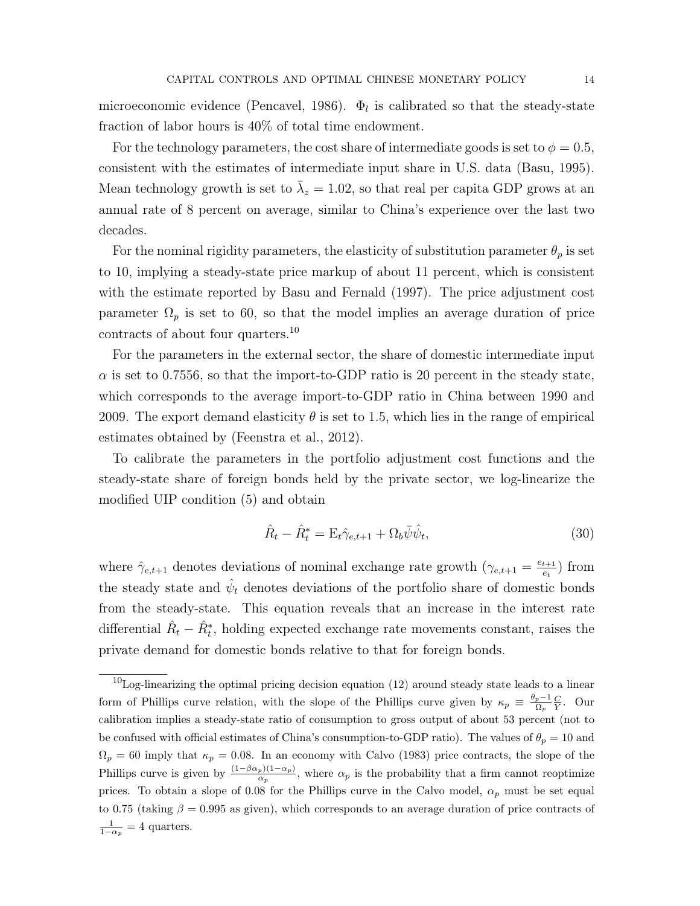microeconomic evidence (Pencavel, 1986). $\Phi_l$ is calibrated so that the steady-state fraction of labor hours is 40% of total time endowment.

For the technology parameters, the cost share of intermediate goods is set to $\phi = 0.5$, consistent with the estimates of intermediate input share in U.S. data (Basu, 1995). Mean technology growth is set to $\bar{\lambda}_z = 1.02$, so that real per capita GDP grows at an annual rate of 8 percent on average, similar to China's experience over the last two decades.

For the nominal rigidity parameters, the elasticity of substitution parameter $\theta_p$ is set to 10, implying a steady-state price markup of about 11 percent, which is consistent with the estimate reported by Basu and Fernald (1997). The price adjustment cost parameter $\Omega_p$ is set to 60, so that the model implies an average duration of price contracts of about four quarters.[10]

For the parameters in the external sector, the share of domestic intermediate input $\alpha$ is set to 0.7556, so that the import-to-GDP ratio is 20 percent in the steady state, which corresponds to the average import-to-GDP ratio in China between 1990 and 2009. The export demand elasticity $\theta$ is set to 1.5, which lies in the range of empirical estimates obtained by (Feenstra et al., 2012).

To calibrate the parameters in the portfolio adjustment cost functions and the steady-state share of foreign bonds held by the private sector, we log-linearize the modified UIP condition (5) and obtain

$$\hat{R}_t - \hat{R}_t^* = \mathrm{E}_t \hat{\gamma}_{e,t+1} + \Omega_b \bar{\psi} \hat{\psi}_t, \tag{30}$$

where $\hat{\gamma}_{e,t+1}$ denotes deviations of nominal exchange rate growth ($\gamma_{e,t+1} = \frac{e_{t+1}}{e_t}$) from the steady state and $\hat{\psi}_t$ denotes deviations of the portfolio share of domestic bonds from the steady-state. This equation reveals that an increase in the interest rate differential $\hat{R}_t - \hat{R}_t^*$, holding expected exchange rate movements constant, raises the private demand for domestic bonds relative to that for foreign bonds.

[10] Log-linearizing the optimal pricing decision equation (12) around steady state leads to a linear form of Phillips curve relation, with the slope of the Phillips curve given by $\kappa_p \equiv \frac{\theta_p - 1}{\Omega_p} \frac{C}{Y}$. Our calibration implies a steady-state ratio of consumption to gross output of about 53 percent (not to be confused with official estimates of China's consumption-to-GDP ratio). The values of $\theta_p = 10$ and $\Omega_p = 60$ imply that $\kappa_p = 0.08$. In an economy with Calvo (1983) price contracts, the slope of the Phillips curve is given by $\frac{(1-\beta\alpha_p)(1-\alpha_p)}{\alpha_p}$, where $\alpha_p$ is the probability that a firm cannot reoptimize prices. To obtain a slope of 0.08 for the Phillips curve in the Calvo model, $\alpha_p$ must be set equal to 0.75 (taking $\beta = 0.995$ as given), which corresponds to an average duration of price contracts of $\frac{1}{1-\alpha_p} = 4$ quarters.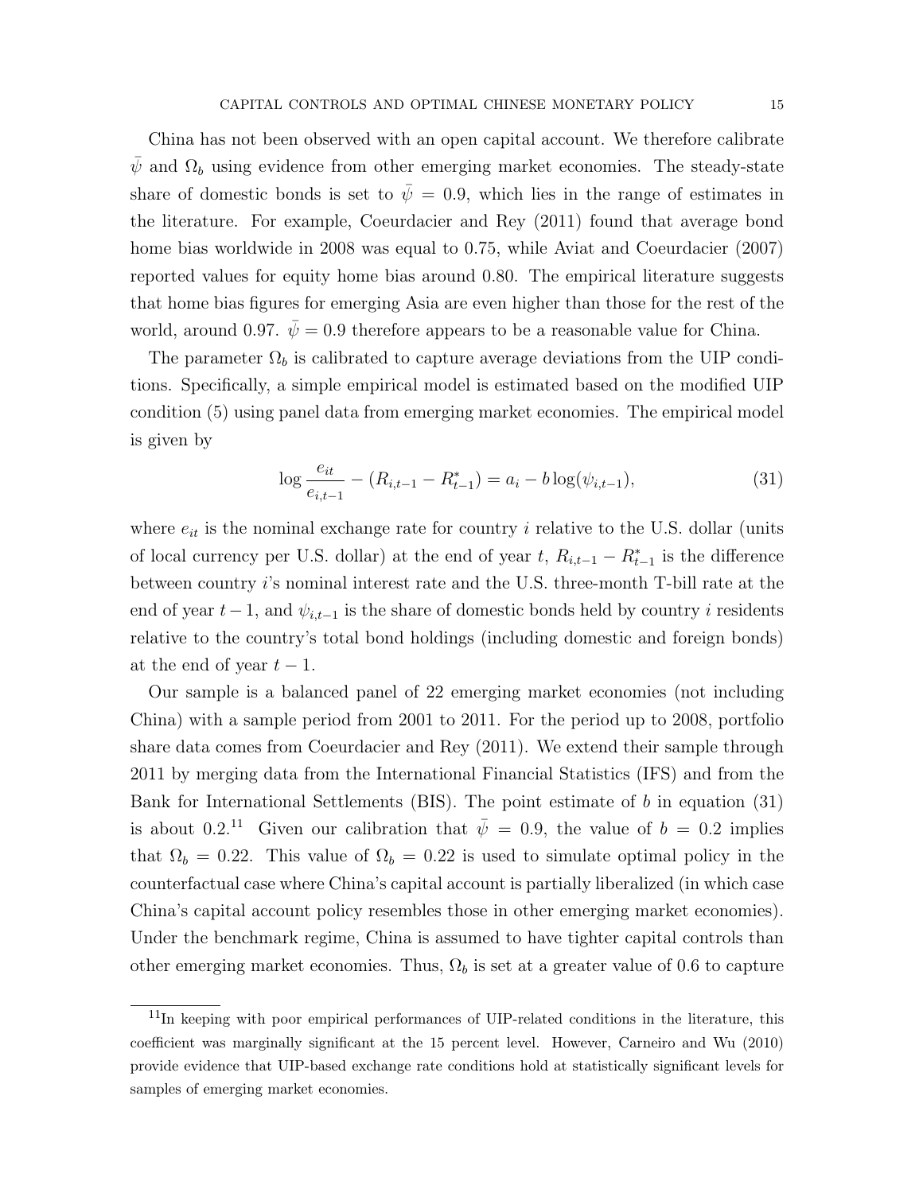China has not been observed with an open capital account. We therefore calibrate $\bar{\psi}$ and $\Omega_b$ using evidence from other emerging market economies. The steady-state share of domestic bonds is set to $\bar{\psi} = 0.9$, which lies in the range of estimates in the literature. For example, Coeurdacier and Rey (2011) found that average bond home bias worldwide in 2008 was equal to 0.75, while Aviat and Coeurdacier (2007) reported values for equity home bias around 0.80. The empirical literature suggests that home bias figures for emerging Asia are even higher than those for the rest of the world, around 0.97. $\bar{\psi} = 0.9$ therefore appears to be a reasonable value for China.

The parameter $\Omega_b$ is calibrated to capture average deviations from the UIP conditions. Specifically, a simple empirical model is estimated based on the modified UIP condition (5) using panel data from emerging market economies. The empirical model is given by

$$\log \frac{e_{it}}{e_{i,t-1}} - (R_{i,t-1} - R^*_{t-1}) = a_i - b \log(\psi_{i,t-1}), \tag{31}$$

where $e_{it}$ is the nominal exchange rate for country $i$ relative to the U.S. dollar (units of local currency per U.S. dollar) at the end of year $t$, $R_{i,t-1} - R^*_{t-1}$ is the difference between country $i$'s nominal interest rate and the U.S. three-month T-bill rate at the end of year $t-1$, and $\psi_{i,t-1}$ is the share of domestic bonds held by country $i$ residents relative to the country's total bond holdings (including domestic and foreign bonds) at the end of year $t-1$.

Our sample is a balanced panel of 22 emerging market economies (not including China) with a sample period from 2001 to 2011. For the period up to 2008, portfolio share data comes from Coeurdacier and Rey (2011). We extend their sample through 2011 by merging data from the International Financial Statistics (IFS) and from the Bank for International Settlements (BIS). The point estimate of $b$ in equation (31) is about 0.2.[11] Given our calibration that $\bar{\psi} = 0.9$, the value of $b = 0.2$ implies that $\Omega_b = 0.22$. This value of $\Omega_b = 0.22$ is used to simulate optimal policy in the counterfactual case where China's capital account is partially liberalized (in which case China's capital account policy resembles those in other emerging market economies). Under the benchmark regime, China is assumed to have tighter capital controls than other emerging market economies. Thus, $\Omega_b$ is set at a greater value of 0.6 to capture

[11] In keeping with poor empirical performances of UIP-related conditions in the literature, this coefficient was marginally significant at the 15 percent level. However, Carneiro and Wu (2010) provide evidence that UIP-based exchange rate conditions hold at statistically significant levels for samples of emerging market economies.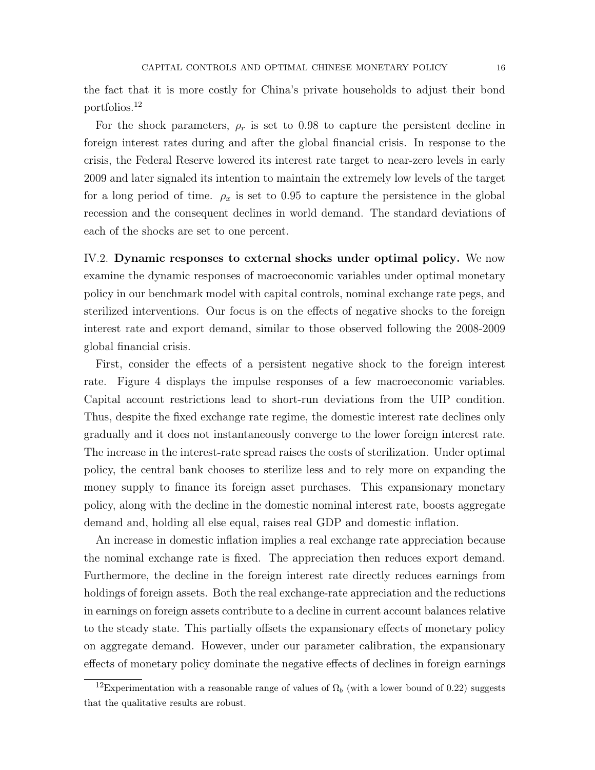the fact that it is more costly for China's private households to adjust their bond portfolios.[12]

For the shock parameters, $\rho_r$ is set to 0.98 to capture the persistent decline in foreign interest rates during and after the global financial crisis. In response to the crisis, the Federal Reserve lowered its interest rate target to near-zero levels in early 2009 and later signaled its intention to maintain the extremely low levels of the target for a long period of time. $\rho_x$ is set to 0.95 to capture the persistence in the global recession and the consequent declines in world demand. The standard deviations of each of the shocks are set to one percent.

IV.2. **Dynamic responses to external shocks under optimal policy.** We now examine the dynamic responses of macroeconomic variables under optimal monetary policy in our benchmark model with capital controls, nominal exchange rate pegs, and sterilized interventions. Our focus is on the effects of negative shocks to the foreign interest rate and export demand, similar to those observed following the 2008-2009 global financial crisis.

First, consider the effects of a persistent negative shock to the foreign interest rate. Figure 4 displays the impulse responses of a few macroeconomic variables. Capital account restrictions lead to short-run deviations from the UIP condition. Thus, despite the fixed exchange rate regime, the domestic interest rate declines only gradually and it does not instantaneously converge to the lower foreign interest rate. The increase in the interest-rate spread raises the costs of sterilization. Under optimal policy, the central bank chooses to sterilize less and to rely more on expanding the money supply to finance its foreign asset purchases. This expansionary monetary policy, along with the decline in the domestic nominal interest rate, boosts aggregate demand and, holding all else equal, raises real GDP and domestic inflation.

An increase in domestic inflation implies a real exchange rate appreciation because the nominal exchange rate is fixed. The appreciation then reduces export demand. Furthermore, the decline in the foreign interest rate directly reduces earnings from holdings of foreign assets. Both the real exchange-rate appreciation and the reductions in earnings on foreign assets contribute to a decline in current account balances relative to the steady state. This partially offsets the expansionary effects of monetary policy on aggregate demand. However, under our parameter calibration, the expansionary effects of monetary policy dominate the negative effects of declines in foreign earnings

[12]Experimentation with a reasonable range of values of $\Omega_b$ (with a lower bound of 0.22) suggests that the qualitative results are robust.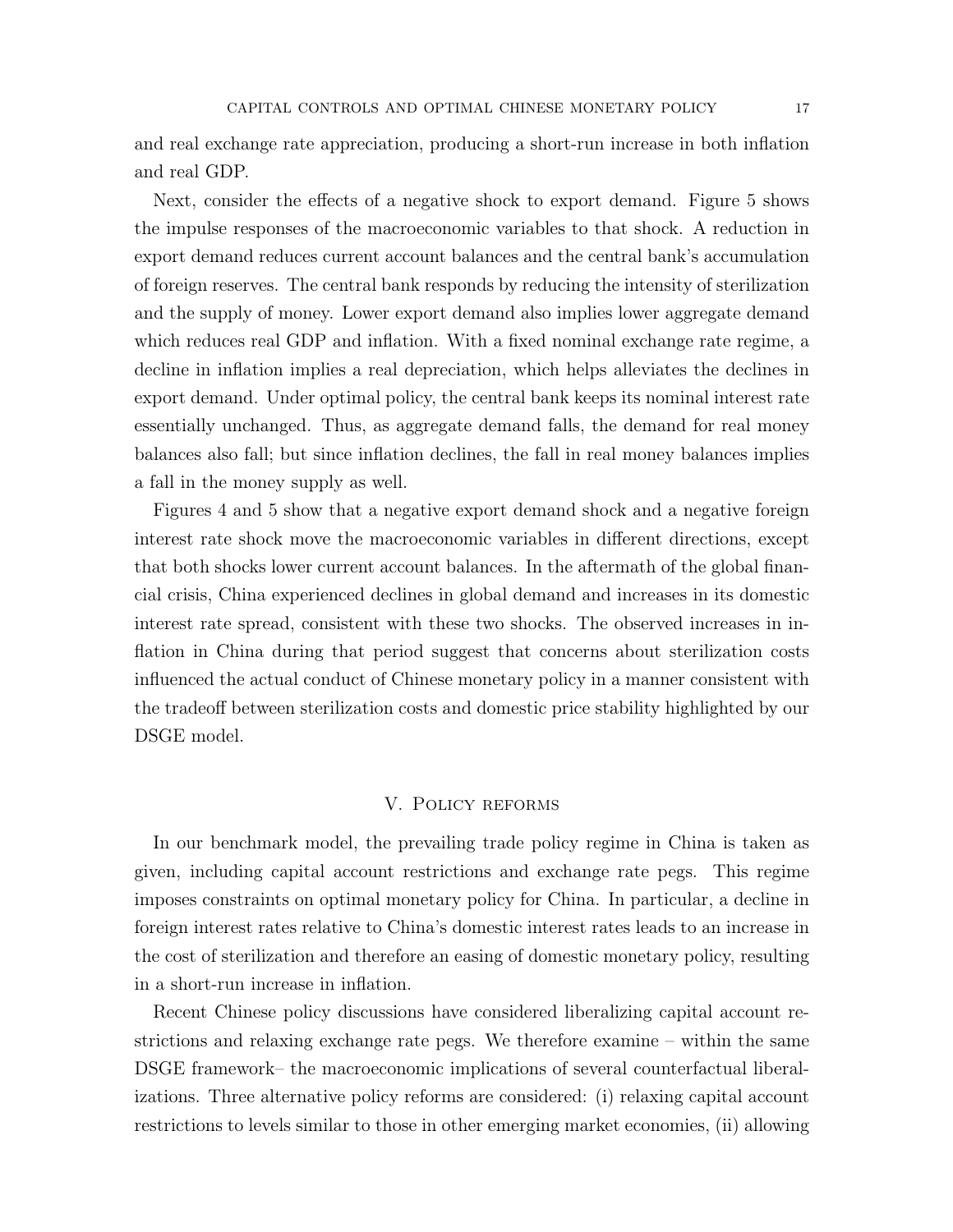and real exchange rate appreciation, producing a short-run increase in both inflation and real GDP.

Next, consider the effects of a negative shock to export demand. Figure 5 shows the impulse responses of the macroeconomic variables to that shock. A reduction in export demand reduces current account balances and the central bank's accumulation of foreign reserves. The central bank responds by reducing the intensity of sterilization and the supply of money. Lower export demand also implies lower aggregate demand which reduces real GDP and inflation. With a fixed nominal exchange rate regime, a decline in inflation implies a real depreciation, which helps alleviates the declines in export demand. Under optimal policy, the central bank keeps its nominal interest rate essentially unchanged. Thus, as aggregate demand falls, the demand for real money balances also fall; but since inflation declines, the fall in real money balances implies a fall in the money supply as well.

Figures 4 and 5 show that a negative export demand shock and a negative foreign interest rate shock move the macroeconomic variables in different directions, except that both shocks lower current account balances. In the aftermath of the global financial crisis, China experienced declines in global demand and increases in its domestic interest rate spread, consistent with these two shocks. The observed increases in inflation in China during that period suggest that concerns about sterilization costs influenced the actual conduct of Chinese monetary policy in a manner consistent with the tradeoff between sterilization costs and domestic price stability highlighted by our DSGE model.

## V. Policy reforms

In our benchmark model, the prevailing trade policy regime in China is taken as given, including capital account restrictions and exchange rate pegs. This regime imposes constraints on optimal monetary policy for China. In particular, a decline in foreign interest rates relative to China's domestic interest rates leads to an increase in the cost of sterilization and therefore an easing of domestic monetary policy, resulting in a short-run increase in inflation.

Recent Chinese policy discussions have considered liberalizing capital account restrictions and relaxing exchange rate pegs. We therefore examine – within the same DSGE framework– the macroeconomic implications of several counterfactual liberalizations. Three alternative policy reforms are considered: (i) relaxing capital account restrictions to levels similar to those in other emerging market economies, (ii) allowing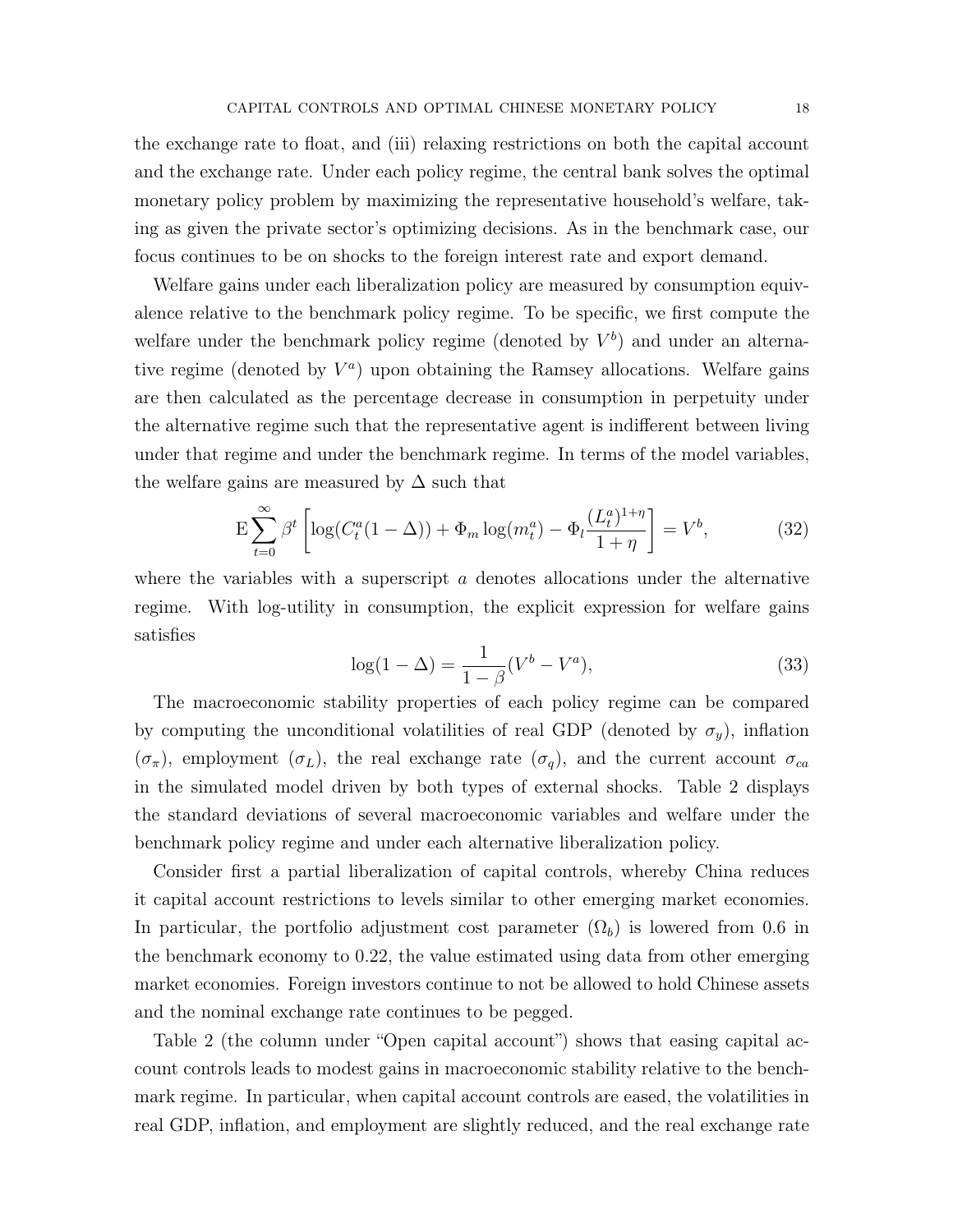the exchange rate to float, and (iii) relaxing restrictions on both the capital account and the exchange rate. Under each policy regime, the central bank solves the optimal monetary policy problem by maximizing the representative household's welfare, taking as given the private sector's optimizing decisions. As in the benchmark case, our focus continues to be on shocks to the foreign interest rate and export demand.

Welfare gains under each liberalization policy are measured by consumption equivalence relative to the benchmark policy regime. To be specific, we first compute the welfare under the benchmark policy regime (denoted by $V^b$) and under an alternative regime (denoted by $V^a$) upon obtaining the Ramsey allocations. Welfare gains are then calculated as the percentage decrease in consumption in perpetuity under the alternative regime such that the representative agent is indifferent between living under that regime and under the benchmark regime. In terms of the model variables, the welfare gains are measured by $\Delta$ such that

$$\mathrm{E}\sum_{t=0}^{\infty}\beta^t\left[\log(C_t^a(1-\Delta))+\Phi_m\log(m_t^a)-\Phi_l\frac{(L_t^a)^{1+\eta}}{1+\eta}\right]=V^b, \tag{32}$$

where the variables with a superscript $a$ denotes allocations under the alternative regime. With log-utility in consumption, the explicit expression for welfare gains satisfies

$$\log(1-\Delta)=\frac{1}{1-\beta}(V^b-V^a), \tag{33}$$

The macroeconomic stability properties of each policy regime can be compared by computing the unconditional volatilities of real GDP (denoted by $\sigma_y$), inflation ($\sigma_\pi$), employment ($\sigma_L$), the real exchange rate ($\sigma_q$), and the current account $\sigma_{ca}$ in the simulated model driven by both types of external shocks. Table 2 displays the standard deviations of several macroeconomic variables and welfare under the benchmark policy regime and under each alternative liberalization policy.

Consider first a partial liberalization of capital controls, whereby China reduces it capital account restrictions to levels similar to other emerging market economies. In particular, the portfolio adjustment cost parameter ($\Omega_b$) is lowered from 0.6 in the benchmark economy to 0.22, the value estimated using data from other emerging market economies. Foreign investors continue to not be allowed to hold Chinese assets and the nominal exchange rate continues to be pegged.

Table 2 (the column under "Open capital account") shows that easing capital account controls leads to modest gains in macroeconomic stability relative to the benchmark regime. In particular, when capital account controls are eased, the volatilities in real GDP, inflation, and employment are slightly reduced, and the real exchange rate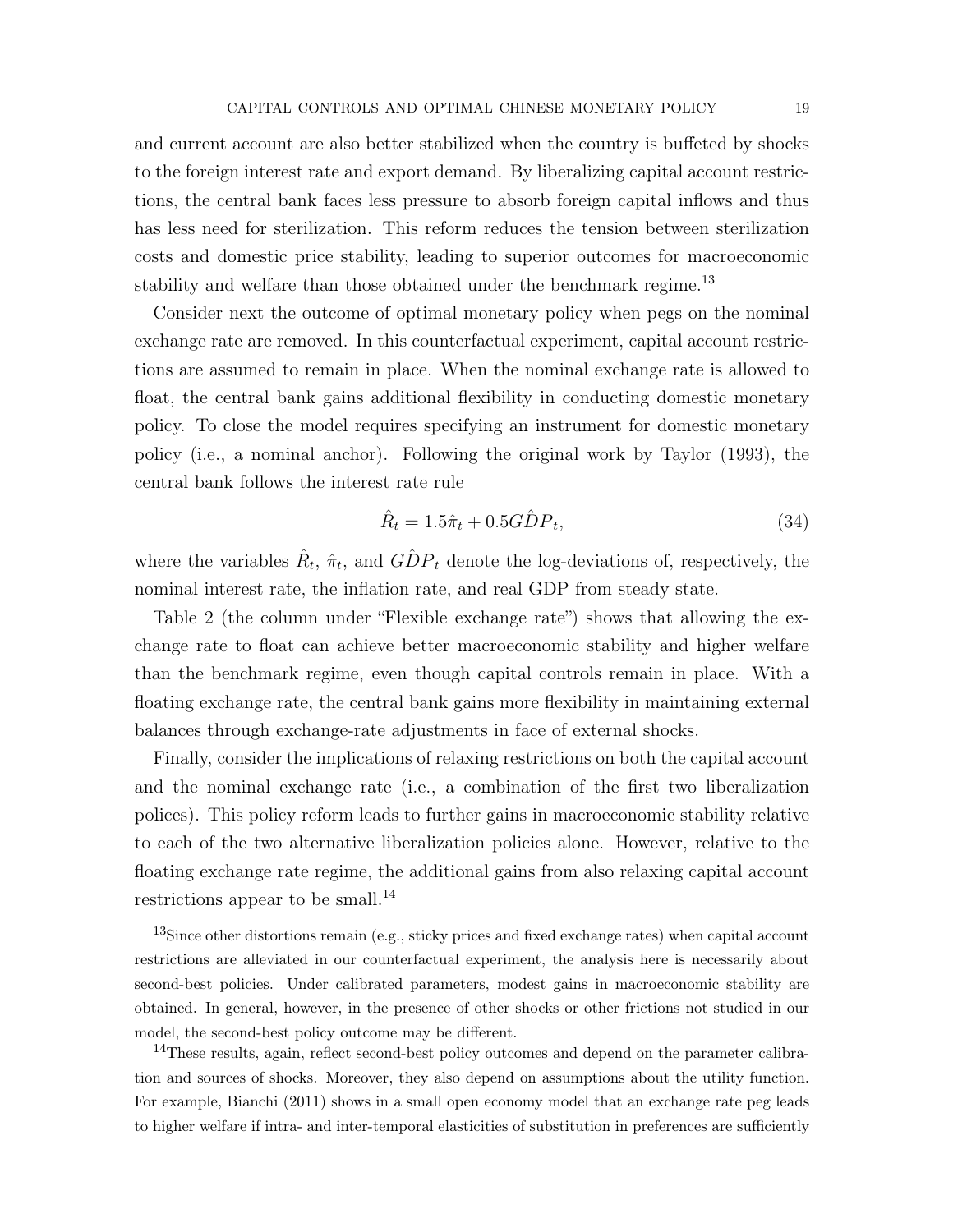and current account are also better stabilized when the country is buffeted by shocks to the foreign interest rate and export demand. By liberalizing capital account restrictions, the central bank faces less pressure to absorb foreign capital inflows and thus has less need for sterilization. This reform reduces the tension between sterilization costs and domestic price stability, leading to superior outcomes for macroeconomic stability and welfare than those obtained under the benchmark regime.[13]

Consider next the outcome of optimal monetary policy when pegs on the nominal exchange rate are removed. In this counterfactual experiment, capital account restrictions are assumed to remain in place. When the nominal exchange rate is allowed to float, the central bank gains additional flexibility in conducting domestic monetary policy. To close the model requires specifying an instrument for domestic monetary policy (i.e., a nominal anchor). Following the original work by Taylor (1993), the central bank follows the interest rate rule

$$\hat{R}_t = 1.5\hat{\pi}_t + 0.5G\hat{D}P_t, \tag{34}$$

where the variables $\hat{R}_t$, $\hat{\pi}_t$, and $G\hat{D}P_t$ denote the log-deviations of, respectively, the nominal interest rate, the inflation rate, and real GDP from steady state.

Table 2 (the column under "Flexible exchange rate") shows that allowing the exchange rate to float can achieve better macroeconomic stability and higher welfare than the benchmark regime, even though capital controls remain in place. With a floating exchange rate, the central bank gains more flexibility in maintaining external balances through exchange-rate adjustments in face of external shocks.

Finally, consider the implications of relaxing restrictions on both the capital account and the nominal exchange rate (i.e., a combination of the first two liberalization polices). This policy reform leads to further gains in macroeconomic stability relative to each of the two alternative liberalization policies alone. However, relative to the floating exchange rate regime, the additional gains from also relaxing capital account restrictions appear to be small.[14]

[13]Since other distortions remain (e.g., sticky prices and fixed exchange rates) when capital account restrictions are alleviated in our counterfactual experiment, the analysis here is necessarily about second-best policies. Under calibrated parameters, modest gains in macroeconomic stability are obtained. In general, however, in the presence of other shocks or other frictions not studied in our model, the second-best policy outcome may be different.

[14]These results, again, reflect second-best policy outcomes and depend on the parameter calibration and sources of shocks. Moreover, they also depend on assumptions about the utility function. For example, Bianchi (2011) shows in a small open economy model that an exchange rate peg leads to higher welfare if intra- and inter-temporal elasticities of substitution in preferences are sufficiently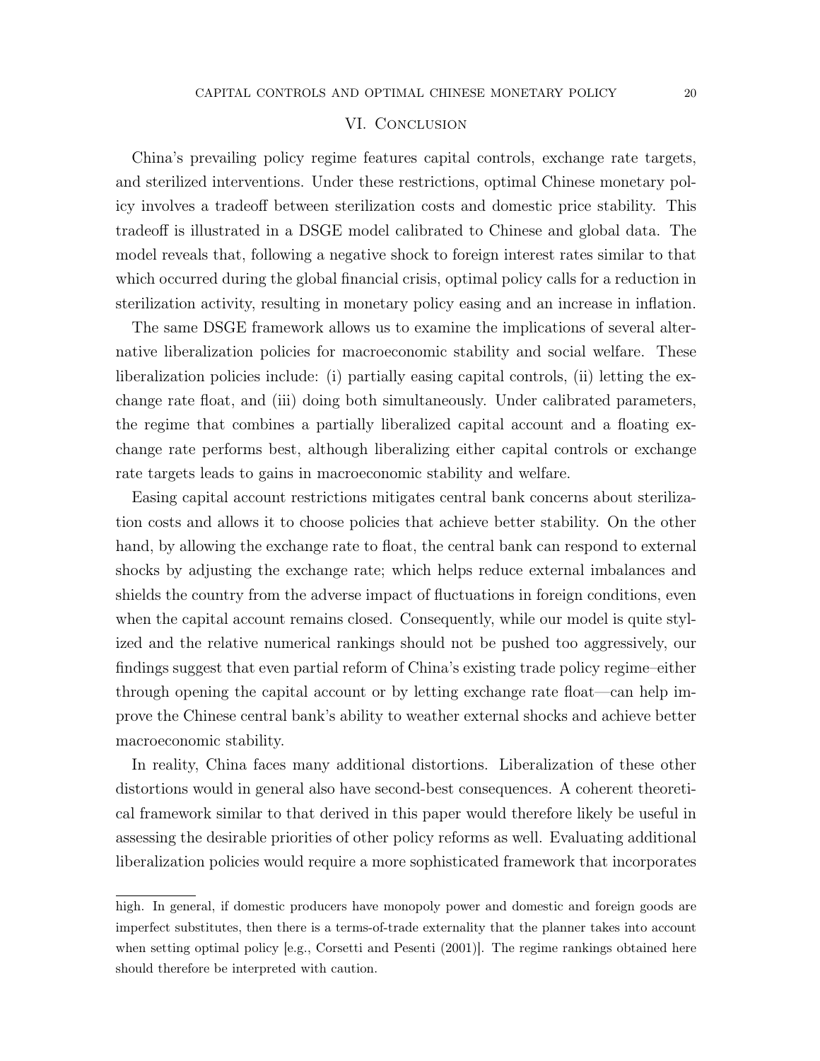## VI. Conclusion

China's prevailing policy regime features capital controls, exchange rate targets, and sterilized interventions. Under these restrictions, optimal Chinese monetary policy involves a tradeoff between sterilization costs and domestic price stability. This tradeoff is illustrated in a DSGE model calibrated to Chinese and global data. The model reveals that, following a negative shock to foreign interest rates similar to that which occurred during the global financial crisis, optimal policy calls for a reduction in sterilization activity, resulting in monetary policy easing and an increase in inflation.

The same DSGE framework allows us to examine the implications of several alternative liberalization policies for macroeconomic stability and social welfare. These liberalization policies include: (i) partially easing capital controls, (ii) letting the exchange rate float, and (iii) doing both simultaneously. Under calibrated parameters, the regime that combines a partially liberalized capital account and a floating exchange rate performs best, although liberalizing either capital controls or exchange rate targets leads to gains in macroeconomic stability and welfare.

Easing capital account restrictions mitigates central bank concerns about sterilization costs and allows it to choose policies that achieve better stability. On the other hand, by allowing the exchange rate to float, the central bank can respond to external shocks by adjusting the exchange rate; which helps reduce external imbalances and shields the country from the adverse impact of fluctuations in foreign conditions, even when the capital account remains closed. Consequently, while our model is quite stylized and the relative numerical rankings should not be pushed too aggressively, our findings suggest that even partial reform of China's existing trade policy regime–either through opening the capital account or by letting exchange rate float—can help improve the Chinese central bank's ability to weather external shocks and achieve better macroeconomic stability.

In reality, China faces many additional distortions. Liberalization of these other distortions would in general also have second-best consequences. A coherent theoretical framework similar to that derived in this paper would therefore likely be useful in assessing the desirable priorities of other policy reforms as well. Evaluating additional liberalization policies would require a more sophisticated framework that incorporates

---

high. In general, if domestic producers have monopoly power and domestic and foreign goods are imperfect substitutes, then there is a terms-of-trade externality that the planner takes into account when setting optimal policy [e.g., Corsetti and Pesenti (2001)]. The regime rankings obtained here should therefore be interpreted with caution.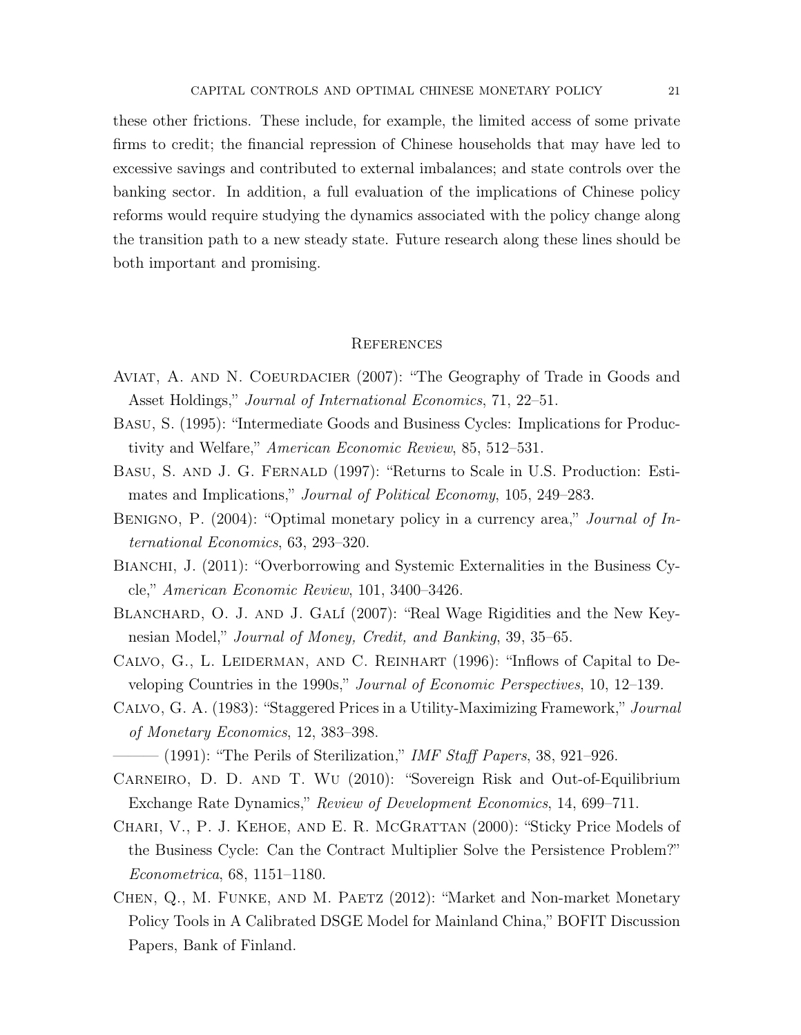these other frictions. These include, for example, the limited access of some private firms to credit; the financial repression of Chinese households that may have led to excessive savings and contributed to external imbalances; and state controls over the banking sector. In addition, a full evaluation of the implications of Chinese policy reforms would require studying the dynamics associated with the policy change along the transition path to a new steady state. Future research along these lines should be both important and promising.

## References

Aviat, A. and N. Coeurdacier (2007): "The Geography of Trade in Goods and Asset Holdings," *Journal of International Economics*, 71, 22–51.

Basu, S. (1995): "Intermediate Goods and Business Cycles: Implications for Productivity and Welfare," *American Economic Review*, 85, 512–531.

Basu, S. and J. G. Fernald (1997): "Returns to Scale in U.S. Production: Estimates and Implications," *Journal of Political Economy*, 105, 249–283.

Benigno, P. (2004): "Optimal monetary policy in a currency area," *Journal of International Economics*, 63, 293–320.

Bianchi, J. (2011): "Overborrowing and Systemic Externalities in the Business Cycle," *American Economic Review*, 101, 3400–3426.

Blanchard, O. J. and J. Galí (2007): "Real Wage Rigidities and the New Keynesian Model," *Journal of Money, Credit, and Banking*, 39, 35–65.

Calvo, G., L. Leiderman, and C. Reinhart (1996): "Inflows of Capital to Developing Countries in the 1990s," *Journal of Economic Perspectives*, 10, 12–139.

Calvo, G. A. (1983): "Staggered Prices in a Utility-Maximizing Framework," *Journal of Monetary Economics*, 12, 383–398.

——— (1991): "The Perils of Sterilization," *IMF Staff Papers*, 38, 921–926.

Carneiro, D. D. and T. Wu (2010): "Sovereign Risk and Out-of-Equilibrium Exchange Rate Dynamics," *Review of Development Economics*, 14, 699–711.

Chari, V., P. J. Kehoe, and E. R. McGrattan (2000): "Sticky Price Models of the Business Cycle: Can the Contract Multiplier Solve the Persistence Problem?" *Econometrica*, 68, 1151–1180.

Chen, Q., M. Funke, and M. Paetz (2012): "Market and Non-market Monetary Policy Tools in A Calibrated DSGE Model for Mainland China," BOFIT Discussion Papers, Bank of Finland.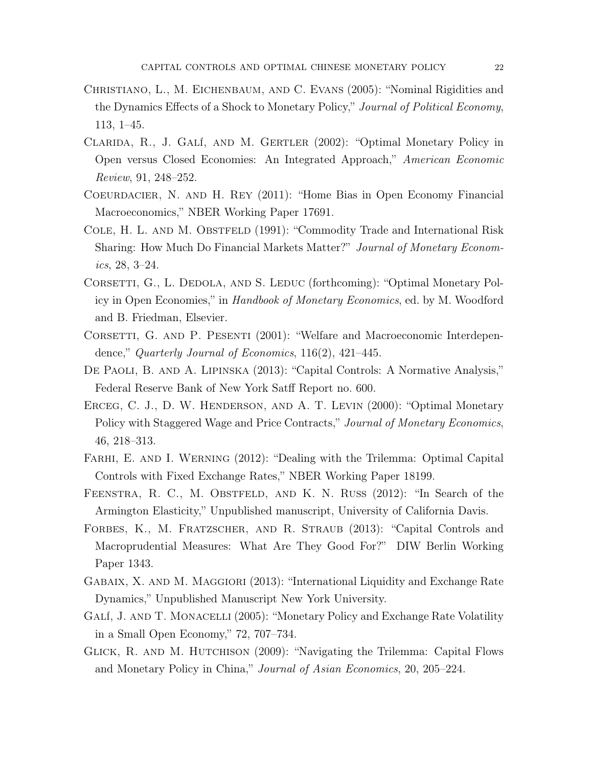Christiano, L., M. Eichenbaum, and C. Evans (2005): "Nominal Rigidities and the Dynamics Effects of a Shock to Monetary Policy," *Journal of Political Economy*, 113, 1–45.

Clarida, R., J. Galí, and M. Gertler (2002): "Optimal Monetary Policy in Open versus Closed Economies: An Integrated Approach," *American Economic Review*, 91, 248–252.

Coeurdacier, N. and H. Rey (2011): "Home Bias in Open Economy Financial Macroeconomics," NBER Working Paper 17691.

Cole, H. L. and M. Obstfeld (1991): "Commodity Trade and International Risk Sharing: How Much Do Financial Markets Matter?" *Journal of Monetary Economics*, 28, 3–24.

Corsetti, G., L. Dedola, and S. Leduc (forthcoming): "Optimal Monetary Policy in Open Economies," in *Handbook of Monetary Economics*, ed. by M. Woodford and B. Friedman, Elsevier.

Corsetti, G. and P. Pesenti (2001): "Welfare and Macroeconomic Interdependence," *Quarterly Journal of Economics*, 116(2), 421–445.

De Paoli, B. and A. Lipinska (2013): "Capital Controls: A Normative Analysis," Federal Reserve Bank of New York Satff Report no. 600.

Erceg, C. J., D. W. Henderson, and A. T. Levin (2000): "Optimal Monetary Policy with Staggered Wage and Price Contracts," *Journal of Monetary Economics*, 46, 218–313.

Farhi, E. and I. Werning (2012): "Dealing with the Trilemma: Optimal Capital Controls with Fixed Exchange Rates," NBER Working Paper 18199.

Feenstra, R. C., M. Obstfeld, and K. N. Russ (2012): "In Search of the Armington Elasticity," Unpublished manuscript, University of California Davis.

Forbes, K., M. Fratzscher, and R. Straub (2013): "Capital Controls and Macroprudential Measures: What Are They Good For?" DIW Berlin Working Paper 1343.

Gabaix, X. and M. Maggiori (2013): "International Liquidity and Exchange Rate Dynamics," Unpublished Manuscript New York University.

Galí, J. and T. Monacelli (2005): "Monetary Policy and Exchange Rate Volatility in a Small Open Economy," 72, 707–734.

Glick, R. and M. Hutchison (2009): "Navigating the Trilemma: Capital Flows and Monetary Policy in China," *Journal of Asian Economics*, 20, 205–224.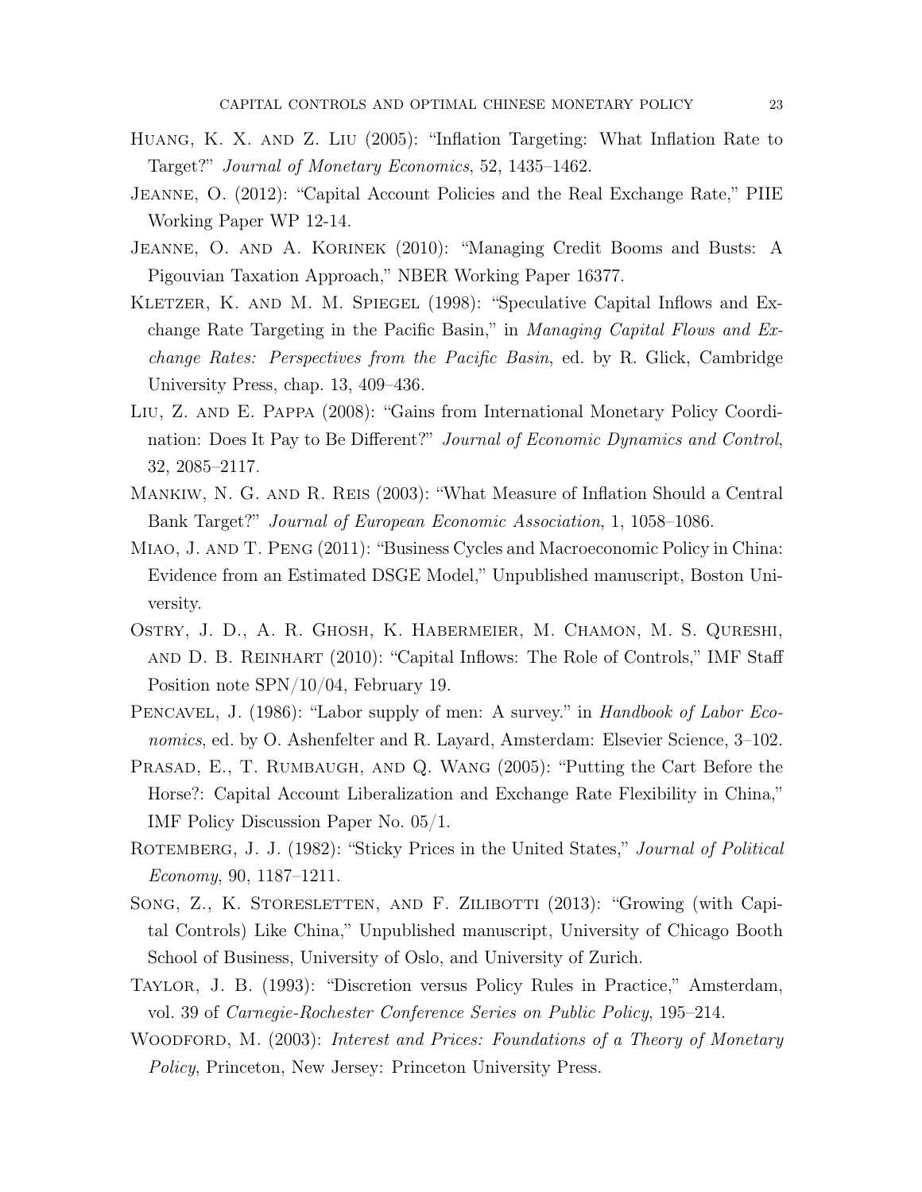Huang, K. X. and Z. Liu (2005): "Inflation Targeting: What Inflation Rate to Target?" *Journal of Monetary Economics*, 52, 1435–1462.

Jeanne, O. (2012): "Capital Account Policies and the Real Exchange Rate," PIIE Working Paper WP 12-14.

Jeanne, O. and A. Korinek (2010): "Managing Credit Booms and Busts: A Pigouvian Taxation Approach," NBER Working Paper 16377.

Kletzer, K. and M. M. Spiegel (1998): "Speculative Capital Inflows and Exchange Rate Targeting in the Pacific Basin," in *Managing Capital Flows and Exchange Rates: Perspectives from the Pacific Basin*, ed. by R. Glick, Cambridge University Press, chap. 13, 409–436.

Liu, Z. and E. Pappa (2008): "Gains from International Monetary Policy Coordination: Does It Pay to Be Different?" *Journal of Economic Dynamics and Control*, 32, 2085–2117.

Mankiw, N. G. and R. Reis (2003): "What Measure of Inflation Should a Central Bank Target?" *Journal of European Economic Association*, 1, 1058–1086.

Miao, J. and T. Peng (2011): "Business Cycles and Macroeconomic Policy in China: Evidence from an Estimated DSGE Model," Unpublished manuscript, Boston University.

Ostry, J. D., A. R. Ghosh, K. Habermeier, M. Chamon, M. S. Qureshi, and D. B. Reinhart (2010): "Capital Inflows: The Role of Controls," IMF Staff Position note SPN/10/04, February 19.

Pencavel, J. (1986): "Labor supply of men: A survey." in *Handbook of Labor Economics*, ed. by O. Ashenfelter and R. Layard, Amsterdam: Elsevier Science, 3–102.

Prasad, E., T. Rumbaugh, and Q. Wang (2005): "Putting the Cart Before the Horse?: Capital Account Liberalization and Exchange Rate Flexibility in China," IMF Policy Discussion Paper No. 05/1.

Rotemberg, J. J. (1982): "Sticky Prices in the United States," *Journal of Political Economy*, 90, 1187–1211.

Song, Z., K. Storesletten, and F. Zilibotti (2013): "Growing (with Capital Controls) Like China," Unpublished manuscript, University of Chicago Booth School of Business, University of Oslo, and University of Zurich.

Taylor, J. B. (1993): "Discretion versus Policy Rules in Practice," Amsterdam, vol. 39 of *Carnegie-Rochester Conference Series on Public Policy*, 195–214.

Woodford, M. (2003): *Interest and Prices: Foundations of a Theory of Monetary Policy*, Princeton, New Jersey: Princeton University Press.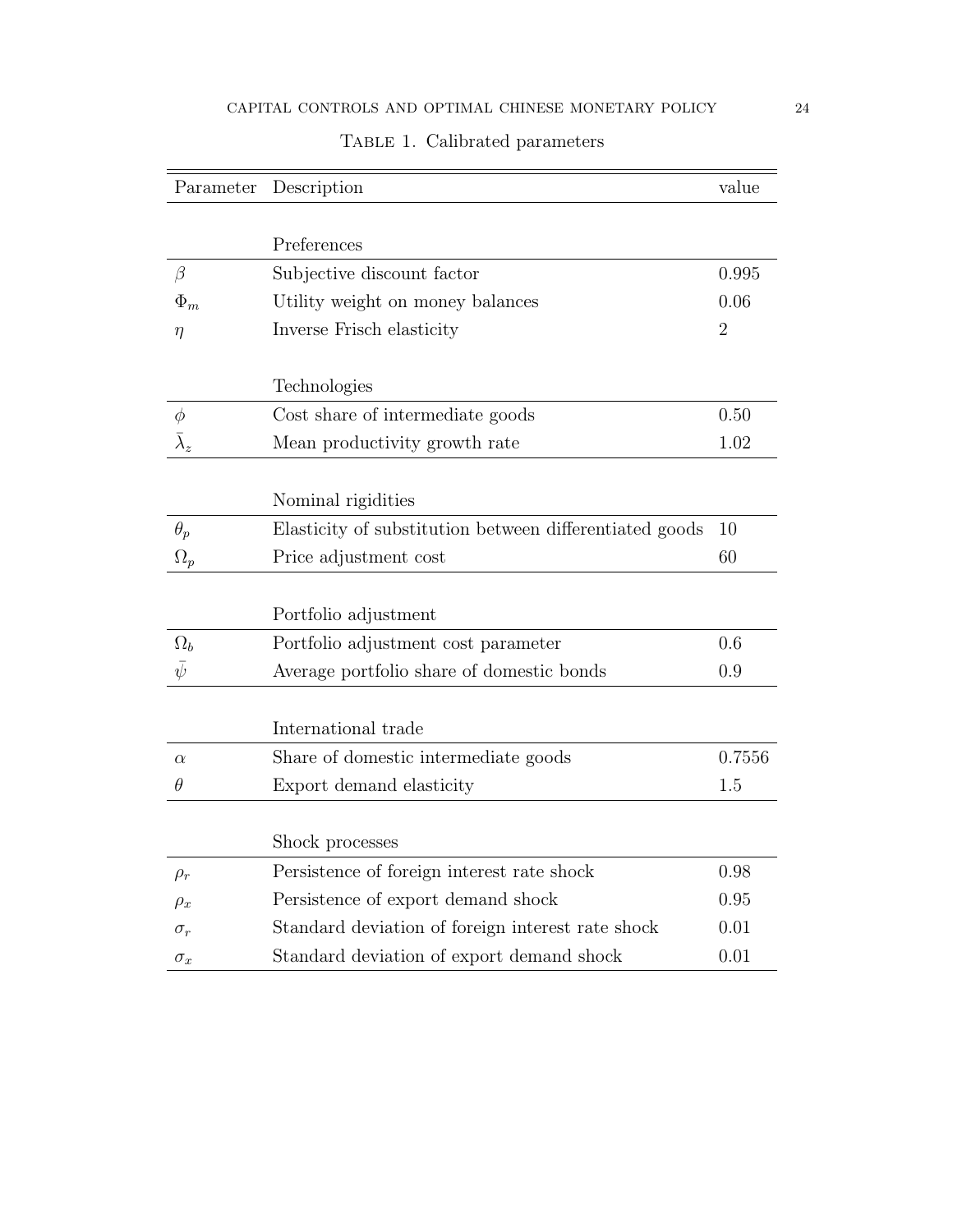Table 1. Calibrated parameters

| Parameter | Description | value |
|---|---|---|
| | Preferences | |
| $\beta$ | Subjective discount factor | 0.995 |
| $\Phi_m$ | Utility weight on money balances | 0.06 |
| $\eta$ | Inverse Frisch elasticity | 2 |
| | Technologies | |
| $\phi$ | Cost share of intermediate goods | 0.50 |
| $\bar{\lambda}_z$ | Mean productivity growth rate | 1.02 |
| | Nominal rigidities | |
| $\theta_p$ | Elasticity of substitution between differentiated goods | 10 |
| $\Omega_p$ | Price adjustment cost | 60 |
| | Portfolio adjustment | |
| $\Omega_b$ | Portfolio adjustment cost parameter | 0.6 |
| $\bar{\psi}$ | Average portfolio share of domestic bonds | 0.9 |
| | International trade | |
| $\alpha$ | Share of domestic intermediate goods | 0.7556 |
| $\theta$ | Export demand elasticity | 1.5 |
| | Shock processes | |
| $\rho_r$ | Persistence of foreign interest rate shock | 0.98 |
| $\rho_x$ | Persistence of export demand shock | 0.95 |
| $\sigma_r$ | Standard deviation of foreign interest rate shock | 0.01 |
| $\sigma_x$ | Standard deviation of export demand shock | 0.01 |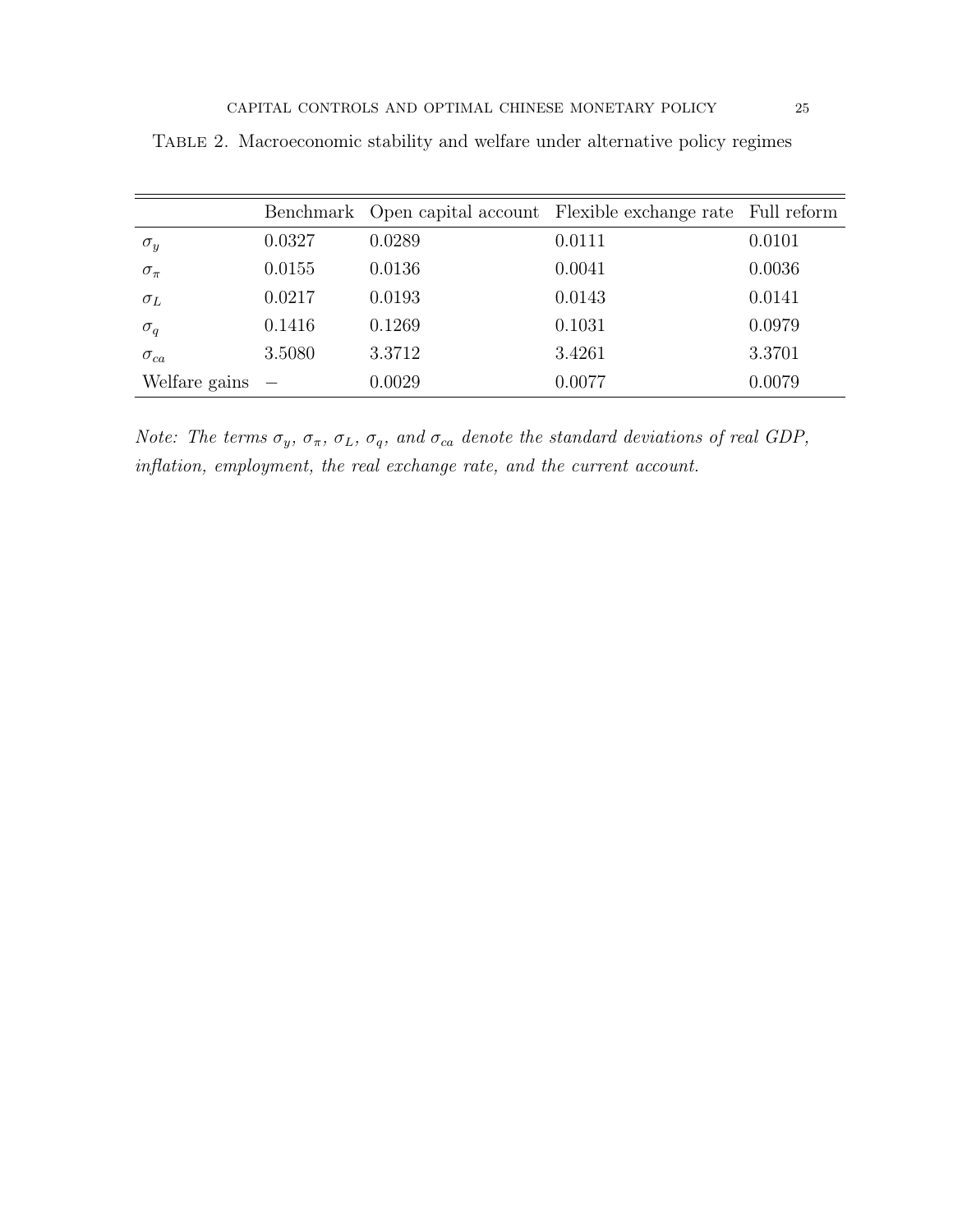Table 2. Macroeconomic stability and welfare under alternative policy regimes

| | Benchmark | Open capital account | Flexible exchange rate | Full reform |
|---|---|---|---|---|
| $\sigma_y$ | 0.0327 | 0.0289 | 0.0111 | 0.0101 |
| $\sigma_\pi$ | 0.0155 | 0.0136 | 0.0041 | 0.0036 |
| $\sigma_L$ | 0.0217 | 0.0193 | 0.0143 | 0.0141 |
| $\sigma_q$ | 0.1416 | 0.1269 | 0.1031 | 0.0979 |
| $\sigma_{ca}$ | 3.5080 | 3.3712 | 3.4261 | 3.3701 |
| Welfare gains | − | 0.0029 | 0.0077 | 0.0079 |

*Note: The terms $\sigma_y$, $\sigma_\pi$, $\sigma_L$, $\sigma_q$, and $\sigma_{ca}$ denote the standard deviations of real GDP, inflation, employment, the real exchange rate, and the current account.*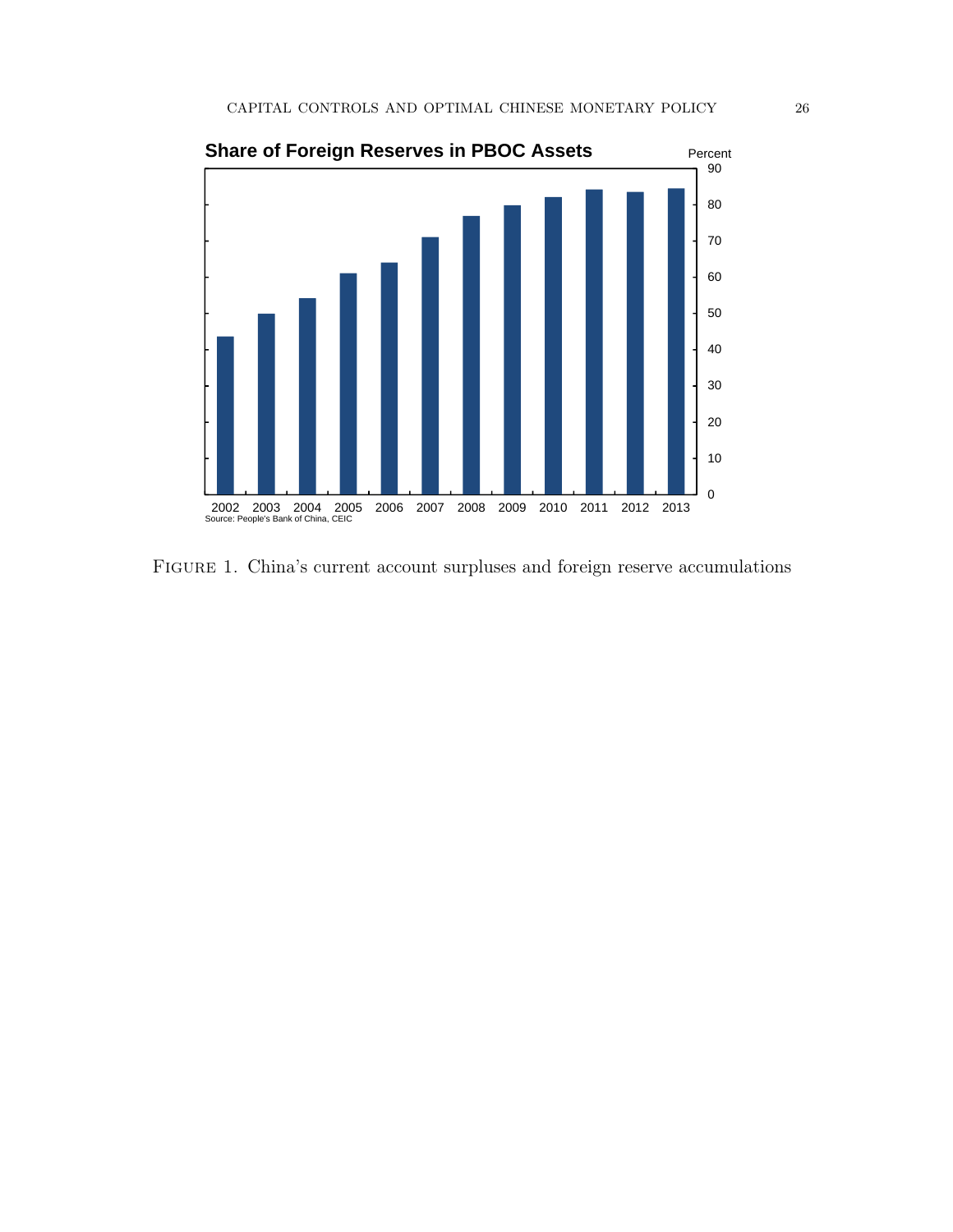**Share of Foreign Reserves in PBOC Assets**

Percent

| Year | Share (approx. %) |
|---|---|
| 2002 | 43.5 |
| 2003 | 50 |
| 2004 | 54 |
| 2005 | 61 |
| 2006 | 64 |
| 2007 | 71 |
| 2008 | 77 |
| 2009 | 80 |
| 2010 | 82 |
| 2011 | 84 |
| 2012 | 83.5 |
| 2013 | 84.5 |

Source: People's Bank of China, CEIC

Figure 1. China's current account surpluses and foreign reserve accumulations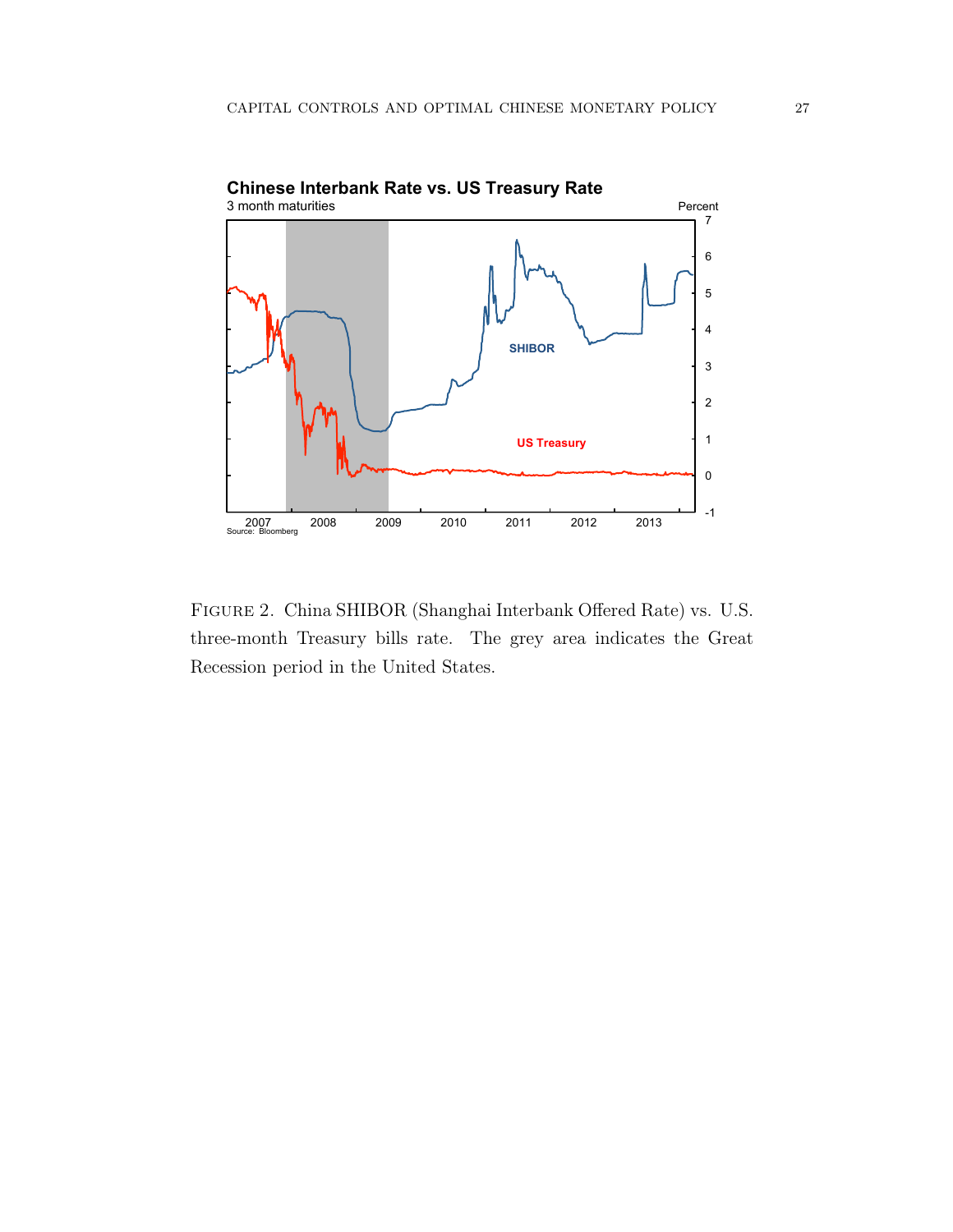FIGURE 2. China SHIBOR (Shanghai Interbank Offered Rate) vs. U.S. three-month Treasury bills rate. The grey area indicates the Great Recession period in the United States.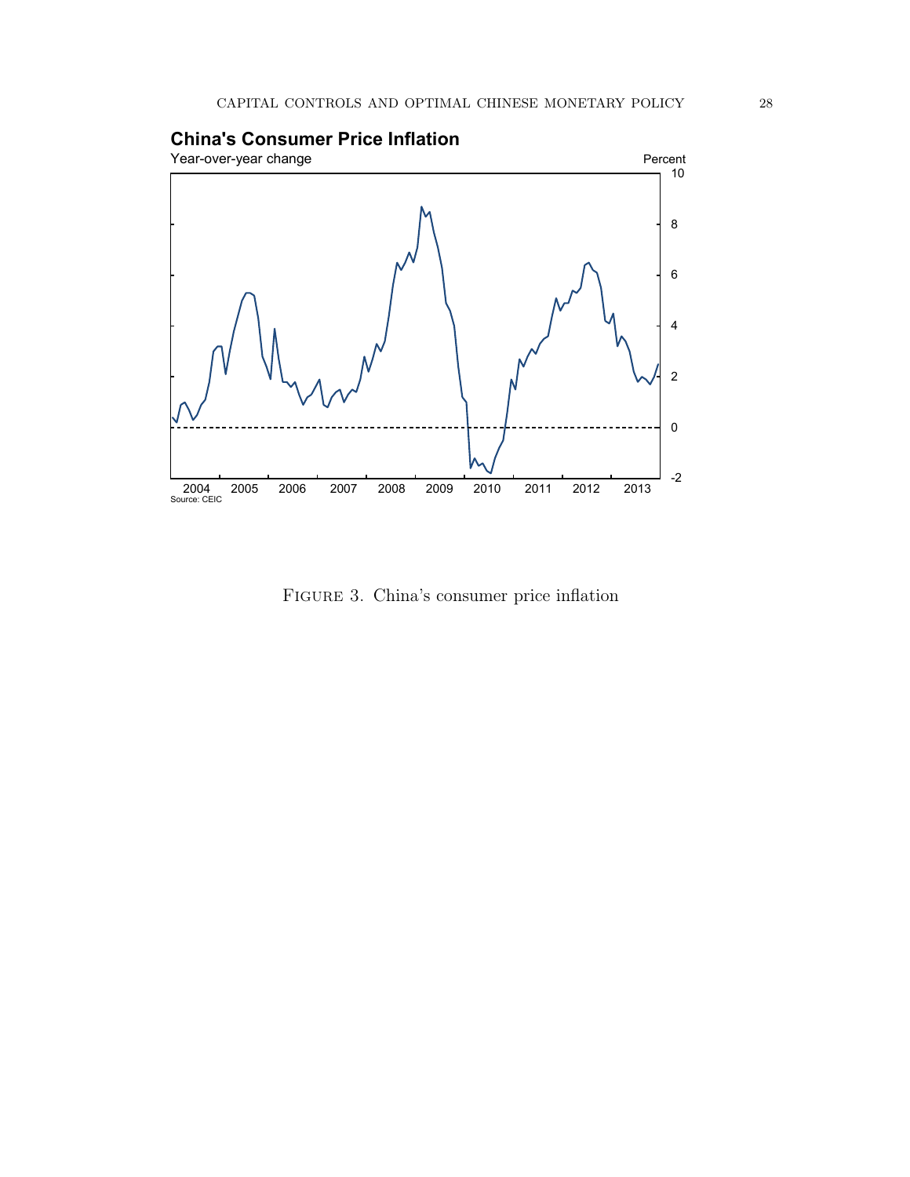**China's Consumer Price Inflation**

Year-over-year change

Percent

Source: CEIC

FIGURE 3. China's consumer price inflation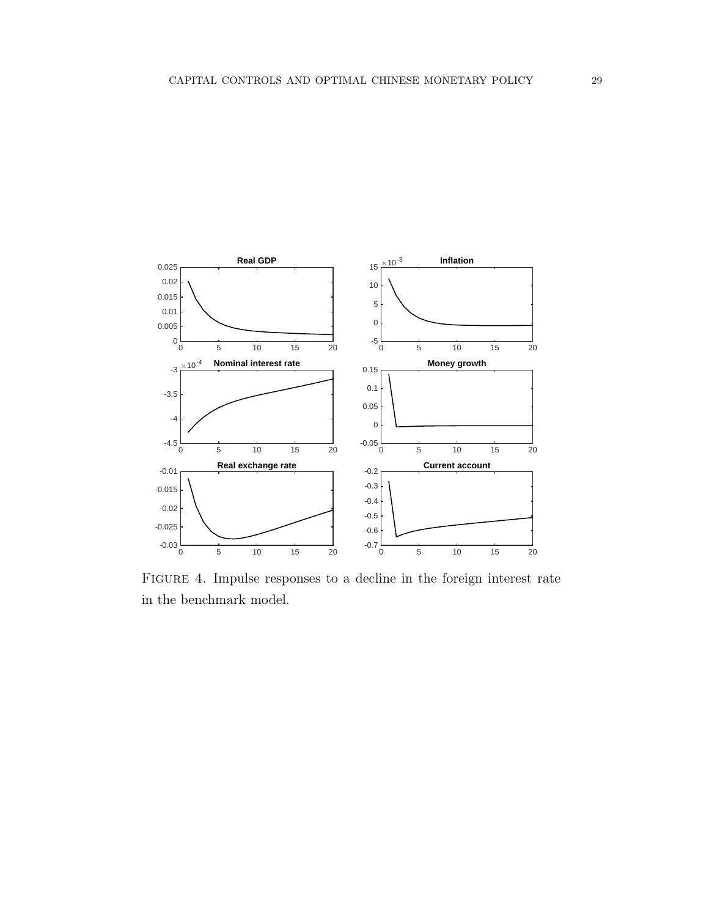Figure 4. Impulse responses to a decline in the foreign interest rate in the benchmark model.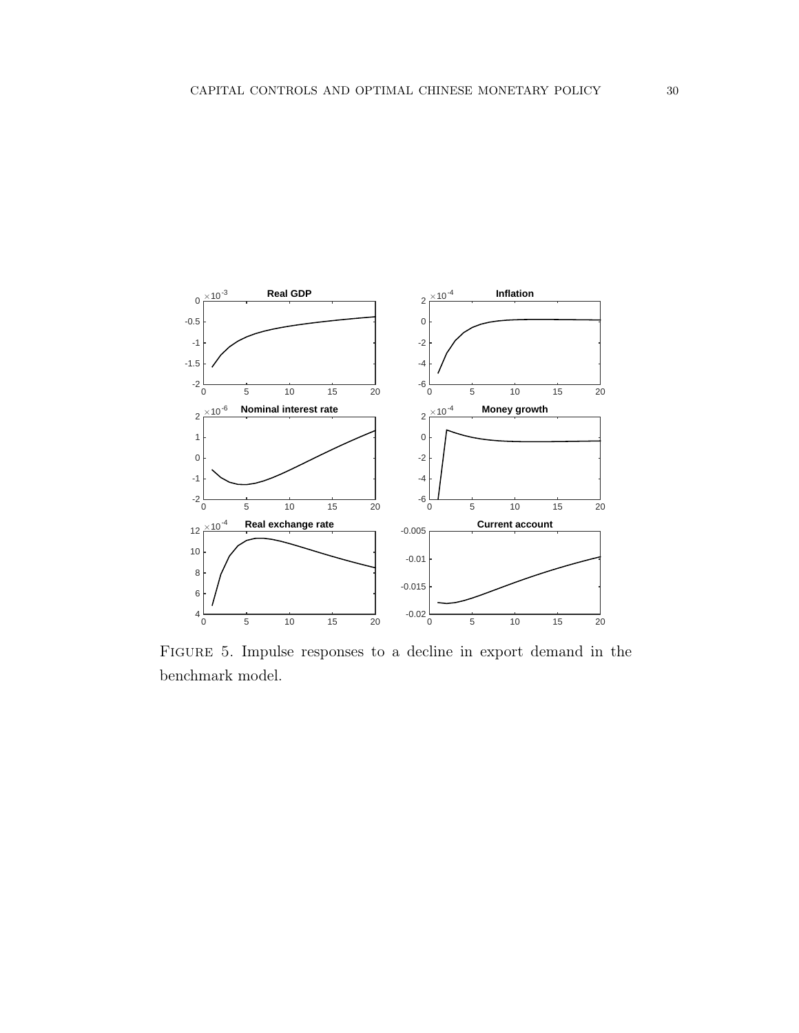Real GDP

$\times 10^{-3}$

0
-0.5
-1
-1.5
-2

0 5 10 15 20

Inflation

$\times 10^{-4}$

2
0
-2
-4
-6

0 5 10 15 20

Nominal interest rate

$\times 10^{-6}$

2
1
0
-1
-2

0 5 10 15 20

Money growth

$\times 10^{-4}$

2
0
-2
-4
-6

0 5 10 15 20

Real exchange rate

$\times 10^{-4}$

12
10
8
6
4

0 5 10 15 20

Current account

-0.005
-0.01
-0.015
-0.02

0 5 10 15 20

Figure 5. Impulse responses to a decline in export demand in the benchmark model.